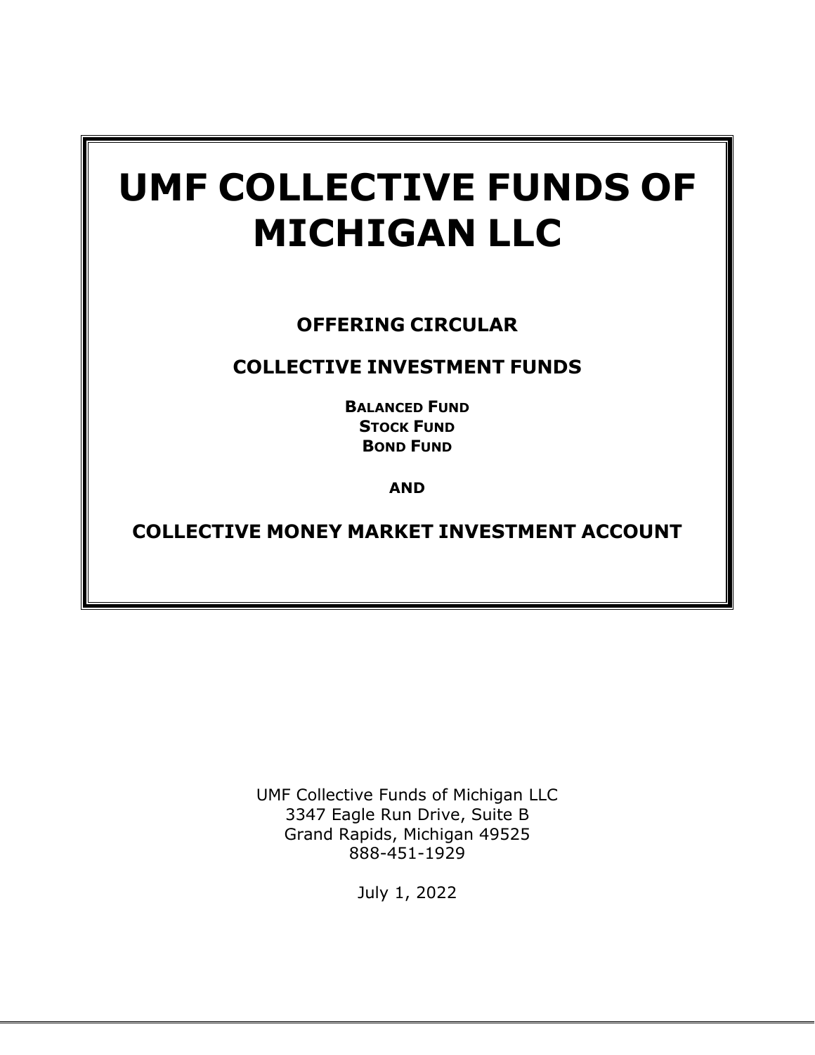# UMF COLLECTIVE FUNDS OF MICHIGAN LLC

## OFFERING CIRCULAR

## COLLECTIVE INVESTMENT FUNDS

**BALANCED FUND**
**STOCK FUND**
**BOND FUND**

**AND**

## COLLECTIVE MONEY MARKET INVESTMENT ACCOUNT

UMF Collective Funds of Michigan LLC
3347 Eagle Run Drive, Suite B
Grand Rapids, Michigan 49525
888-451-1929

July 1, 2022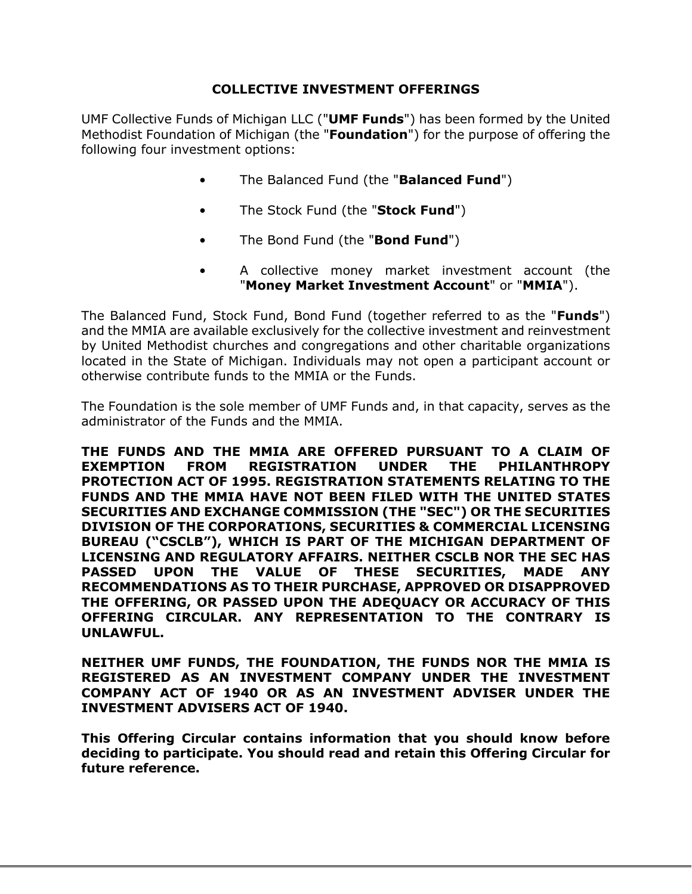# COLLECTIVE INVESTMENT OFFERINGS

UMF Collective Funds of Michigan LLC ("**UMF Funds**") has been formed by the United Methodist Foundation of Michigan (the "**Foundation**") for the purpose of offering the following four investment options:

- The Balanced Fund (the "**Balanced Fund**")
- The Stock Fund (the "**Stock Fund**")
- The Bond Fund (the "**Bond Fund**")
- A collective money market investment account (the "**Money Market Investment Account**" or "**MMIA**").

The Balanced Fund, Stock Fund, Bond Fund (together referred to as the "**Funds**") and the MMIA are available exclusively for the collective investment and reinvestment by United Methodist churches and congregations and other charitable organizations located in the State of Michigan. Individuals may not open a participant account or otherwise contribute funds to the MMIA or the Funds.

The Foundation is the sole member of UMF Funds and, in that capacity, serves as the administrator of the Funds and the MMIA.

**THE FUNDS AND THE MMIA ARE OFFERED PURSUANT TO A CLAIM OF EXEMPTION FROM REGISTRATION UNDER THE PHILANTHROPY PROTECTION ACT OF 1995. REGISTRATION STATEMENTS RELATING TO THE FUNDS AND THE MMIA HAVE NOT BEEN FILED WITH THE UNITED STATES SECURITIES AND EXCHANGE COMMISSION (THE "SEC") OR THE SECURITIES DIVISION OF THE CORPORATIONS, SECURITIES & COMMERCIAL LICENSING BUREAU ("CSCLB"), WHICH IS PART OF THE MICHIGAN DEPARTMENT OF LICENSING AND REGULATORY AFFAIRS. NEITHER CSCLB NOR THE SEC HAS PASSED UPON THE VALUE OF THESE SECURITIES, MADE ANY RECOMMENDATIONS AS TO THEIR PURCHASE, APPROVED OR DISAPPROVED THE OFFERING, OR PASSED UPON THE ADEQUACY OR ACCURACY OF THIS OFFERING CIRCULAR. ANY REPRESENTATION TO THE CONTRARY IS UNLAWFUL.**

**NEITHER UMF FUNDS, THE FOUNDATION, THE FUNDS NOR THE MMIA IS REGISTERED AS AN INVESTMENT COMPANY UNDER THE INVESTMENT COMPANY ACT OF 1940 OR AS AN INVESTMENT ADVISER UNDER THE INVESTMENT ADVISERS ACT OF 1940.**

**This Offering Circular contains information that you should know before deciding to participate. You should read and retain this Offering Circular for future reference.**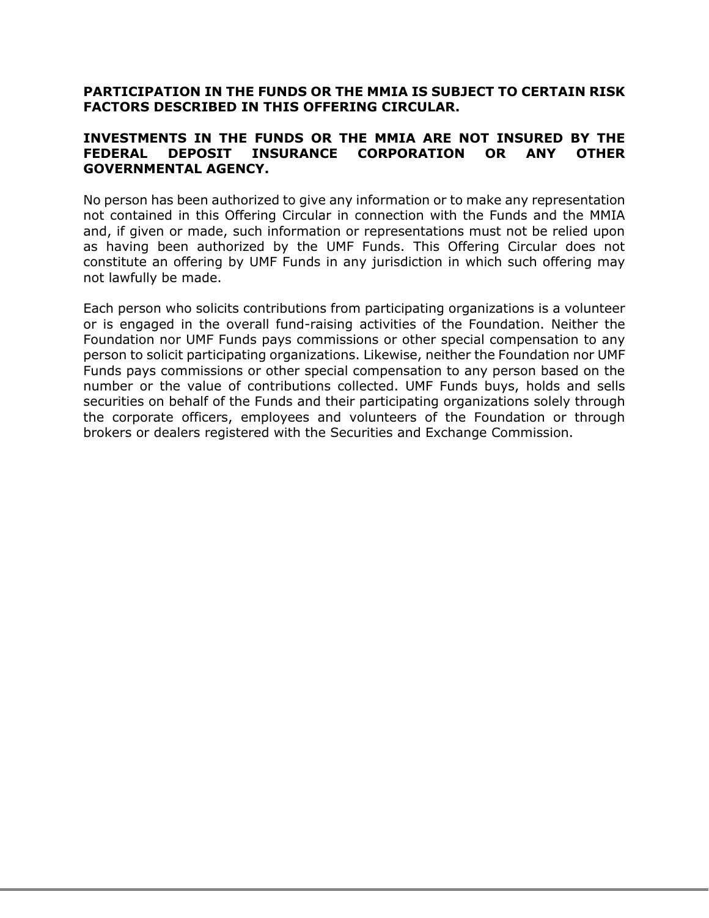**PARTICIPATION IN THE FUNDS OR THE MMIA IS SUBJECT TO CERTAIN RISK FACTORS DESCRIBED IN THIS OFFERING CIRCULAR.**

**INVESTMENTS IN THE FUNDS OR THE MMIA ARE NOT INSURED BY THE FEDERAL DEPOSIT INSURANCE CORPORATION OR ANY OTHER GOVERNMENTAL AGENCY.**

No person has been authorized to give any information or to make any representation not contained in this Offering Circular in connection with the Funds and the MMIA and, if given or made, such information or representations must not be relied upon as having been authorized by the UMF Funds. This Offering Circular does not constitute an offering by UMF Funds in any jurisdiction in which such offering may not lawfully be made.

Each person who solicits contributions from participating organizations is a volunteer or is engaged in the overall fund-raising activities of the Foundation. Neither the Foundation nor UMF Funds pays commissions or other special compensation to any person to solicit participating organizations. Likewise, neither the Foundation nor UMF Funds pays commissions or other special compensation to any person based on the number or the value of contributions collected. UMF Funds buys, holds and sells securities on behalf of the Funds and their participating organizations solely through the corporate officers, employees and volunteers of the Foundation or through brokers or dealers registered with the Securities and Exchange Commission.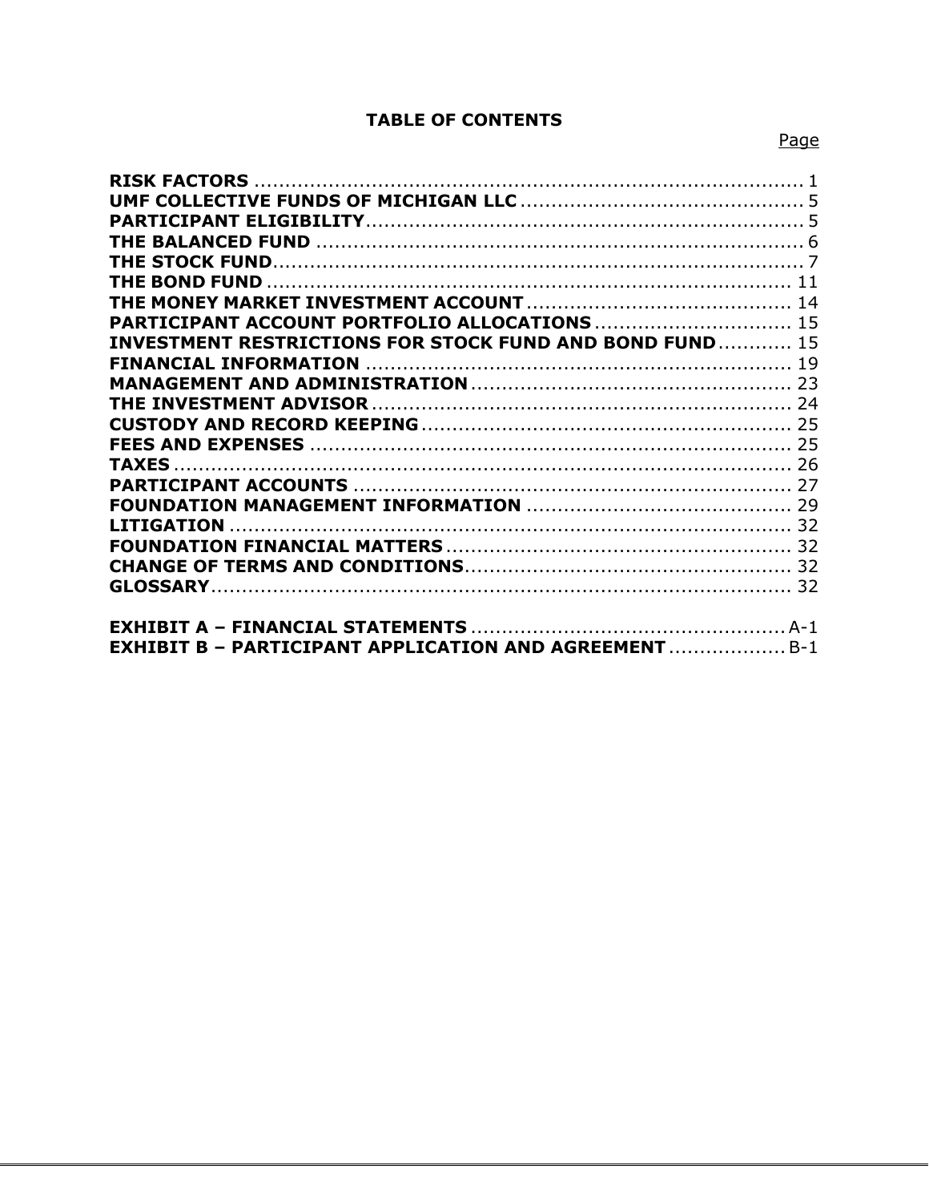# TABLE OF CONTENTS

| | Page |
|---|---|
| **RISK FACTORS** | 1 |
| **UMF COLLECTIVE FUNDS OF MICHIGAN LLC** | 5 |
| **PARTICIPANT ELIGIBILITY** | 5 |
| **THE BALANCED FUND** | 6 |
| **THE STOCK FUND** | 7 |
| **THE BOND FUND** | 11 |
| **THE MONEY MARKET INVESTMENT ACCOUNT** | 14 |
| **PARTICIPANT ACCOUNT PORTFOLIO ALLOCATIONS** | 15 |
| **INVESTMENT RESTRICTIONS FOR STOCK FUND AND BOND FUND** | 15 |
| **FINANCIAL INFORMATION** | 19 |
| **MANAGEMENT AND ADMINISTRATION** | 23 |
| **THE INVESTMENT ADVISOR** | 24 |
| **CUSTODY AND RECORD KEEPING** | 25 |
| **FEES AND EXPENSES** | 25 |
| **TAXES** | 26 |
| **PARTICIPANT ACCOUNTS** | 27 |
| **FOUNDATION MANAGEMENT INFORMATION** | 29 |
| **LITIGATION** | 32 |
| **FOUNDATION FINANCIAL MATTERS** | 32 |
| **CHANGE OF TERMS AND CONDITIONS** | 32 |
| **GLOSSARY** | 32 |
| | |
| **EXHIBIT A – FINANCIAL STATEMENTS** | A-1 |
| **EXHIBIT B – PARTICIPANT APPLICATION AND AGREEMENT** | B-1 |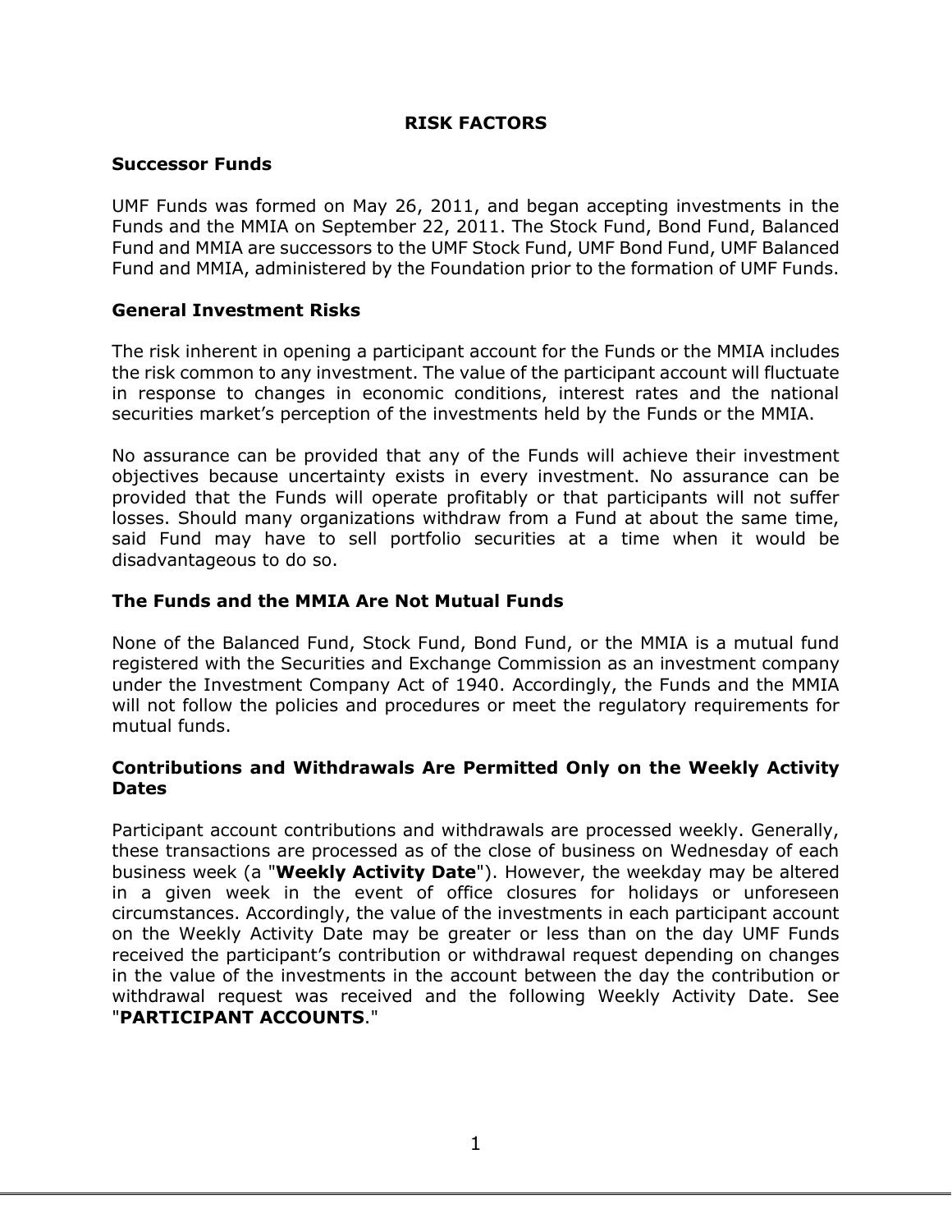# RISK FACTORS

## Successor Funds

UMF Funds was formed on May 26, 2011, and began accepting investments in the Funds and the MMIA on September 22, 2011. The Stock Fund, Bond Fund, Balanced Fund and MMIA are successors to the UMF Stock Fund, UMF Bond Fund, UMF Balanced Fund and MMIA, administered by the Foundation prior to the formation of UMF Funds.

## General Investment Risks

The risk inherent in opening a participant account for the Funds or the MMIA includes the risk common to any investment. The value of the participant account will fluctuate in response to changes in economic conditions, interest rates and the national securities market's perception of the investments held by the Funds or the MMIA.

No assurance can be provided that any of the Funds will achieve their investment objectives because uncertainty exists in every investment. No assurance can be provided that the Funds will operate profitably or that participants will not suffer losses. Should many organizations withdraw from a Fund at about the same time, said Fund may have to sell portfolio securities at a time when it would be disadvantageous to do so.

## The Funds and the MMIA Are Not Mutual Funds

None of the Balanced Fund, Stock Fund, Bond Fund, or the MMIA is a mutual fund registered with the Securities and Exchange Commission as an investment company under the Investment Company Act of 1940. Accordingly, the Funds and the MMIA will not follow the policies and procedures or meet the regulatory requirements for mutual funds.

## Contributions and Withdrawals Are Permitted Only on the Weekly Activity Dates

Participant account contributions and withdrawals are processed weekly. Generally, these transactions are processed as of the close of business on Wednesday of each business week (a "**Weekly Activity Date**"). However, the weekday may be altered in a given week in the event of office closures for holidays or unforeseen circumstances. Accordingly, the value of the investments in each participant account on the Weekly Activity Date may be greater or less than on the day UMF Funds received the participant's contribution or withdrawal request depending on changes in the value of the investments in the account between the day the contribution or withdrawal request was received and the following Weekly Activity Date. See "**PARTICIPANT ACCOUNTS**."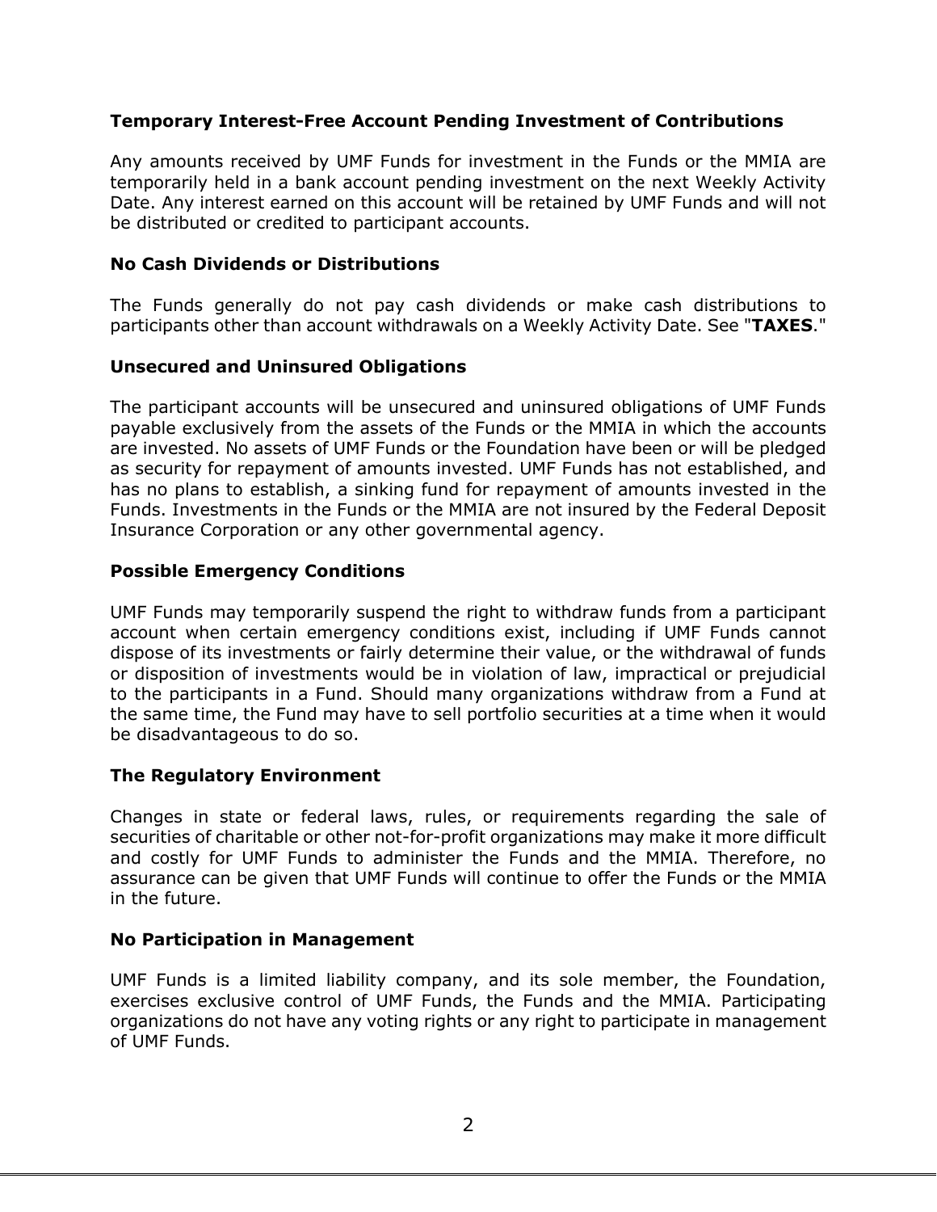**Temporary Interest-Free Account Pending Investment of Contributions**

Any amounts received by UMF Funds for investment in the Funds or the MMIA are temporarily held in a bank account pending investment on the next Weekly Activity Date. Any interest earned on this account will be retained by UMF Funds and will not be distributed or credited to participant accounts.

**No Cash Dividends or Distributions**

The Funds generally do not pay cash dividends or make cash distributions to participants other than account withdrawals on a Weekly Activity Date. See "**TAXES**."

**Unsecured and Uninsured Obligations**

The participant accounts will be unsecured and uninsured obligations of UMF Funds payable exclusively from the assets of the Funds or the MMIA in which the accounts are invested. No assets of UMF Funds or the Foundation have been or will be pledged as security for repayment of amounts invested. UMF Funds has not established, and has no plans to establish, a sinking fund for repayment of amounts invested in the Funds. Investments in the Funds or the MMIA are not insured by the Federal Deposit Insurance Corporation or any other governmental agency.

**Possible Emergency Conditions**

UMF Funds may temporarily suspend the right to withdraw funds from a participant account when certain emergency conditions exist, including if UMF Funds cannot dispose of its investments or fairly determine their value, or the withdrawal of funds or disposition of investments would be in violation of law, impractical or prejudicial to the participants in a Fund. Should many organizations withdraw from a Fund at the same time, the Fund may have to sell portfolio securities at a time when it would be disadvantageous to do so.

**The Regulatory Environment**

Changes in state or federal laws, rules, or requirements regarding the sale of securities of charitable or other not-for-profit organizations may make it more difficult and costly for UMF Funds to administer the Funds and the MMIA. Therefore, no assurance can be given that UMF Funds will continue to offer the Funds or the MMIA in the future.

**No Participation in Management**

UMF Funds is a limited liability company, and its sole member, the Foundation, exercises exclusive control of UMF Funds, the Funds and the MMIA. Participating organizations do not have any voting rights or any right to participate in management of UMF Funds.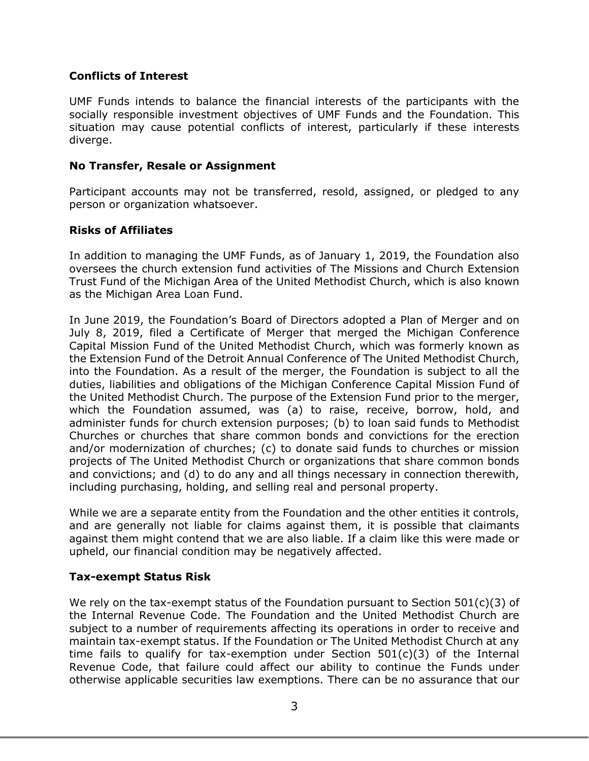**Conflicts of Interest**

UMF Funds intends to balance the financial interests of the participants with the socially responsible investment objectives of UMF Funds and the Foundation. This situation may cause potential conflicts of interest, particularly if these interests diverge.

**No Transfer, Resale or Assignment**

Participant accounts may not be transferred, resold, assigned, or pledged to any person or organization whatsoever.

**Risks of Affiliates**

In addition to managing the UMF Funds, as of January 1, 2019, the Foundation also oversees the church extension fund activities of The Missions and Church Extension Trust Fund of the Michigan Area of the United Methodist Church, which is also known as the Michigan Area Loan Fund.

In June 2019, the Foundation's Board of Directors adopted a Plan of Merger and on July 8, 2019, filed a Certificate of Merger that merged the Michigan Conference Capital Mission Fund of the United Methodist Church, which was formerly known as the Extension Fund of the Detroit Annual Conference of The United Methodist Church, into the Foundation. As a result of the merger, the Foundation is subject to all the duties, liabilities and obligations of the Michigan Conference Capital Mission Fund of the United Methodist Church. The purpose of the Extension Fund prior to the merger, which the Foundation assumed, was (a) to raise, receive, borrow, hold, and administer funds for church extension purposes; (b) to loan said funds to Methodist Churches or churches that share common bonds and convictions for the erection and/or modernization of churches; (c) to donate said funds to churches or mission projects of The United Methodist Church or organizations that share common bonds and convictions; and (d) to do any and all things necessary in connection therewith, including purchasing, holding, and selling real and personal property.

While we are a separate entity from the Foundation and the other entities it controls, and are generally not liable for claims against them, it is possible that claimants against them might contend that we are also liable. If a claim like this were made or upheld, our financial condition may be negatively affected.

**Tax-exempt Status Risk**

We rely on the tax-exempt status of the Foundation pursuant to Section 501(c)(3) of the Internal Revenue Code. The Foundation and the United Methodist Church are subject to a number of requirements affecting its operations in order to receive and maintain tax-exempt status. If the Foundation or The United Methodist Church at any time fails to qualify for tax-exemption under Section 501(c)(3) of the Internal Revenue Code, that failure could affect our ability to continue the Funds under otherwise applicable securities law exemptions. There can be no assurance that our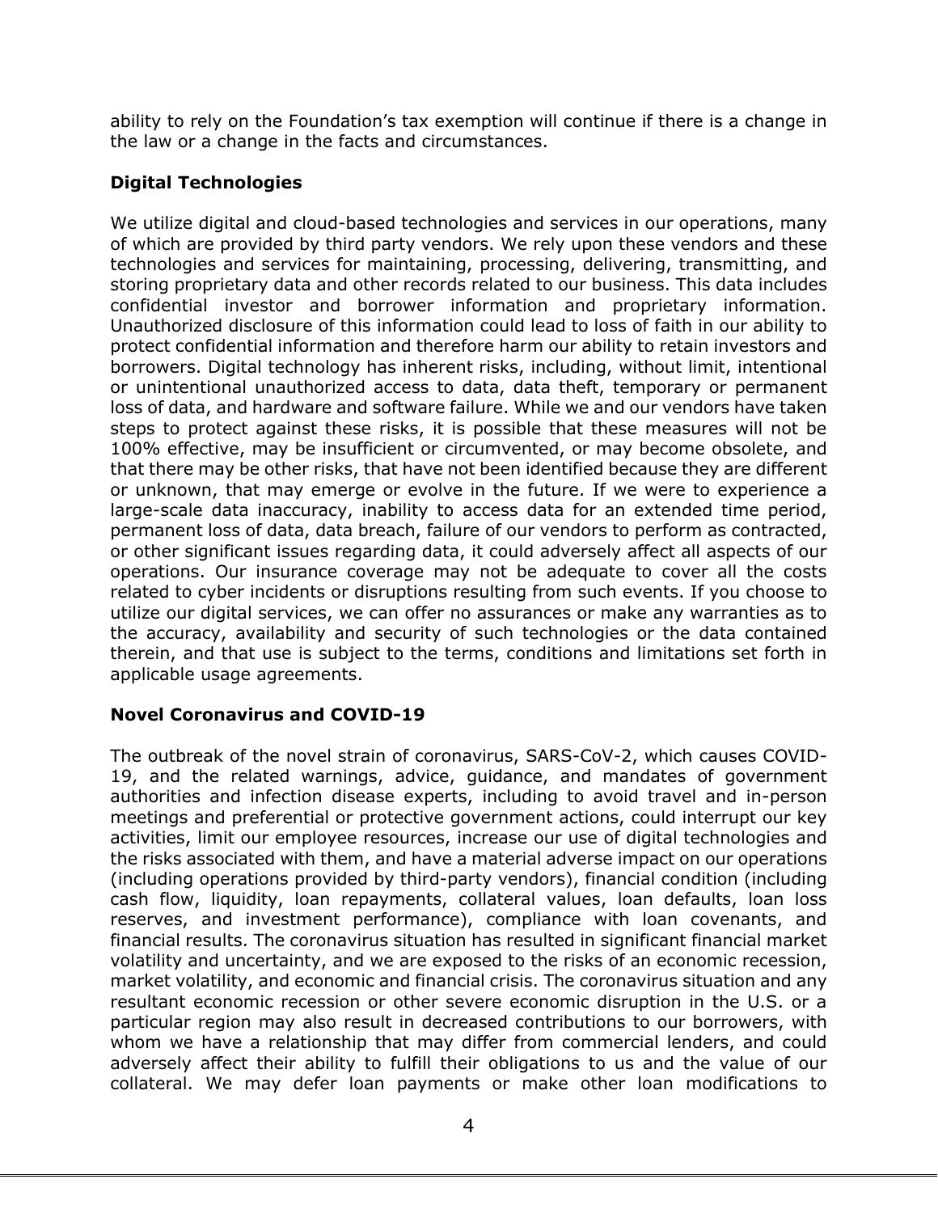ability to rely on the Foundation's tax exemption will continue if there is a change in the law or a change in the facts and circumstances.

**Digital Technologies**

We utilize digital and cloud-based technologies and services in our operations, many of which are provided by third party vendors. We rely upon these vendors and these technologies and services for maintaining, processing, delivering, transmitting, and storing proprietary data and other records related to our business. This data includes confidential investor and borrower information and proprietary information. Unauthorized disclosure of this information could lead to loss of faith in our ability to protect confidential information and therefore harm our ability to retain investors and borrowers. Digital technology has inherent risks, including, without limit, intentional or unintentional unauthorized access to data, data theft, temporary or permanent loss of data, and hardware and software failure. While we and our vendors have taken steps to protect against these risks, it is possible that these measures will not be 100% effective, may be insufficient or circumvented, or may become obsolete, and that there may be other risks, that have not been identified because they are different or unknown, that may emerge or evolve in the future. If we were to experience a large-scale data inaccuracy, inability to access data for an extended time period, permanent loss of data, data breach, failure of our vendors to perform as contracted, or other significant issues regarding data, it could adversely affect all aspects of our operations. Our insurance coverage may not be adequate to cover all the costs related to cyber incidents or disruptions resulting from such events. If you choose to utilize our digital services, we can offer no assurances or make any warranties as to the accuracy, availability and security of such technologies or the data contained therein, and that use is subject to the terms, conditions and limitations set forth in applicable usage agreements.

**Novel Coronavirus and COVID-19**

The outbreak of the novel strain of coronavirus, SARS-CoV-2, which causes COVID-19, and the related warnings, advice, guidance, and mandates of government authorities and infection disease experts, including to avoid travel and in-person meetings and preferential or protective government actions, could interrupt our key activities, limit our employee resources, increase our use of digital technologies and the risks associated with them, and have a material adverse impact on our operations (including operations provided by third-party vendors), financial condition (including cash flow, liquidity, loan repayments, collateral values, loan defaults, loan loss reserves, and investment performance), compliance with loan covenants, and financial results. The coronavirus situation has resulted in significant financial market volatility and uncertainty, and we are exposed to the risks of an economic recession, market volatility, and economic and financial crisis. The coronavirus situation and any resultant economic recession or other severe economic disruption in the U.S. or a particular region may also result in decreased contributions to our borrowers, with whom we have a relationship that may differ from commercial lenders, and could adversely affect their ability to fulfill their obligations to us and the value of our collateral. We may defer loan payments or make other loan modifications to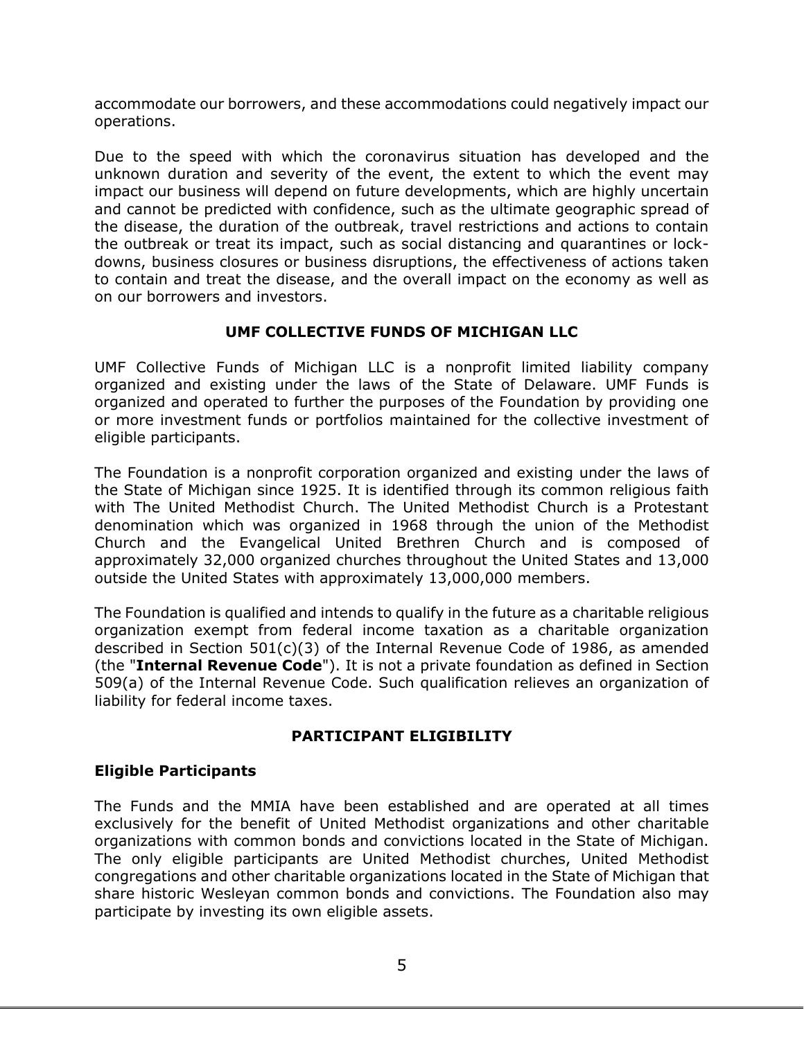accommodate our borrowers, and these accommodations could negatively impact our operations.

Due to the speed with which the coronavirus situation has developed and the unknown duration and severity of the event, the extent to which the event may impact our business will depend on future developments, which are highly uncertain and cannot be predicted with confidence, such as the ultimate geographic spread of the disease, the duration of the outbreak, travel restrictions and actions to contain the outbreak or treat its impact, such as social distancing and quarantines or lock-downs, business closures or business disruptions, the effectiveness of actions taken to contain and treat the disease, and the overall impact on the economy as well as on our borrowers and investors.

## UMF COLLECTIVE FUNDS OF MICHIGAN LLC

UMF Collective Funds of Michigan LLC is a nonprofit limited liability company organized and existing under the laws of the State of Delaware. UMF Funds is organized and operated to further the purposes of the Foundation by providing one or more investment funds or portfolios maintained for the collective investment of eligible participants.

The Foundation is a nonprofit corporation organized and existing under the laws of the State of Michigan since 1925. It is identified through its common religious faith with The United Methodist Church. The United Methodist Church is a Protestant denomination which was organized in 1968 through the union of the Methodist Church and the Evangelical United Brethren Church and is composed of approximately 32,000 organized churches throughout the United States and 13,000 outside the United States with approximately 13,000,000 members.

The Foundation is qualified and intends to qualify in the future as a charitable religious organization exempt from federal income taxation as a charitable organization described in Section 501(c)(3) of the Internal Revenue Code of 1986, as amended (the "**Internal Revenue Code**"). It is not a private foundation as defined in Section 509(a) of the Internal Revenue Code. Such qualification relieves an organization of liability for federal income taxes.

## PARTICIPANT ELIGIBILITY

### Eligible Participants

The Funds and the MMIA have been established and are operated at all times exclusively for the benefit of United Methodist organizations and other charitable organizations with common bonds and convictions located in the State of Michigan. The only eligible participants are United Methodist churches, United Methodist congregations and other charitable organizations located in the State of Michigan that share historic Wesleyan common bonds and convictions. The Foundation also may participate by investing its own eligible assets.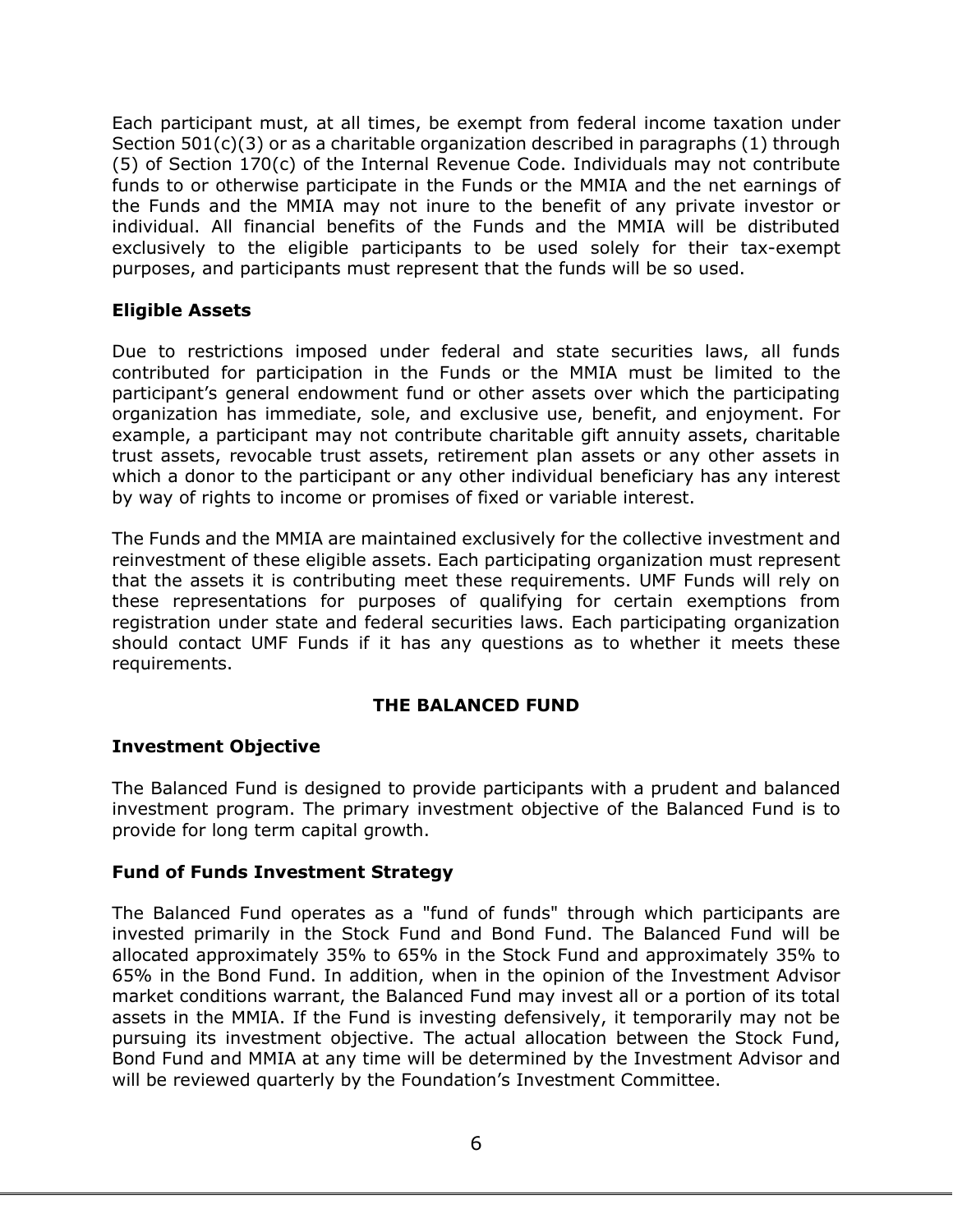Each participant must, at all times, be exempt from federal income taxation under Section 501(c)(3) or as a charitable organization described in paragraphs (1) through (5) of Section 170(c) of the Internal Revenue Code. Individuals may not contribute funds to or otherwise participate in the Funds or the MMIA and the net earnings of the Funds and the MMIA may not inure to the benefit of any private investor or individual. All financial benefits of the Funds and the MMIA will be distributed exclusively to the eligible participants to be used solely for their tax-exempt purposes, and participants must represent that the funds will be so used.

**Eligible Assets**

Due to restrictions imposed under federal and state securities laws, all funds contributed for participation in the Funds or the MMIA must be limited to the participant's general endowment fund or other assets over which the participating organization has immediate, sole, and exclusive use, benefit, and enjoyment. For example, a participant may not contribute charitable gift annuity assets, charitable trust assets, revocable trust assets, retirement plan assets or any other assets in which a donor to the participant or any other individual beneficiary has any interest by way of rights to income or promises of fixed or variable interest.

The Funds and the MMIA are maintained exclusively for the collective investment and reinvestment of these eligible assets. Each participating organization must represent that the assets it is contributing meet these requirements. UMF Funds will rely on these representations for purposes of qualifying for certain exemptions from registration under state and federal securities laws. Each participating organization should contact UMF Funds if it has any questions as to whether it meets these requirements.

## THE BALANCED FUND

**Investment Objective**

The Balanced Fund is designed to provide participants with a prudent and balanced investment program. The primary investment objective of the Balanced Fund is to provide for long term capital growth.

**Fund of Funds Investment Strategy**

The Balanced Fund operates as a "fund of funds" through which participants are invested primarily in the Stock Fund and Bond Fund. The Balanced Fund will be allocated approximately 35% to 65% in the Stock Fund and approximately 35% to 65% in the Bond Fund. In addition, when in the opinion of the Investment Advisor market conditions warrant, the Balanced Fund may invest all or a portion of its total assets in the MMIA. If the Fund is investing defensively, it temporarily may not be pursuing its investment objective. The actual allocation between the Stock Fund, Bond Fund and MMIA at any time will be determined by the Investment Advisor and will be reviewed quarterly by the Foundation's Investment Committee.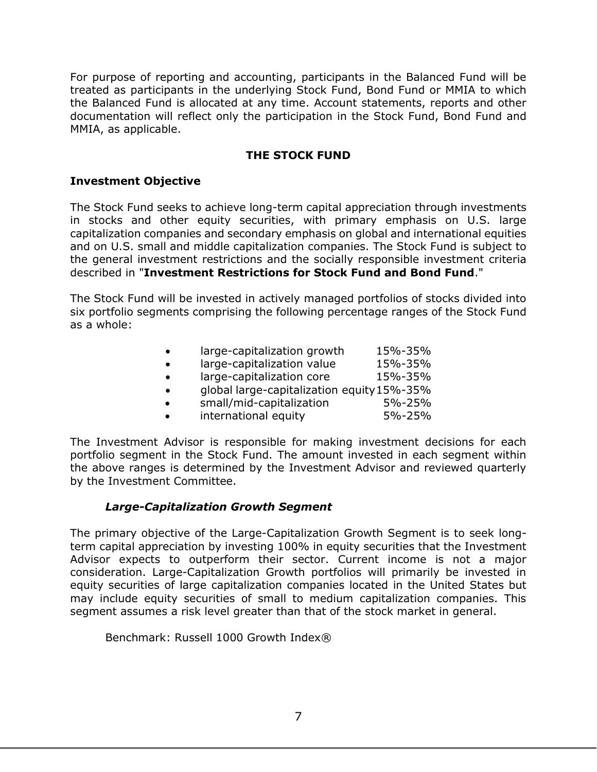For purpose of reporting and accounting, participants in the Balanced Fund will be treated as participants in the underlying Stock Fund, Bond Fund or MMIA to which the Balanced Fund is allocated at any time. Account statements, reports and other documentation will reflect only the participation in the Stock Fund, Bond Fund and MMIA, as applicable.

## THE STOCK FUND

### Investment Objective

The Stock Fund seeks to achieve long-term capital appreciation through investments in stocks and other equity securities, with primary emphasis on U.S. large capitalization companies and secondary emphasis on global and international equities and on U.S. small and middle capitalization companies. The Stock Fund is subject to the general investment restrictions and the socially responsible investment criteria described in "**Investment Restrictions for Stock Fund and Bond Fund**."

The Stock Fund will be invested in actively managed portfolios of stocks divided into six portfolio segments comprising the following percentage ranges of the Stock Fund as a whole:

- large-capitalization growth 15%-35%
- large-capitalization value 15%-35%
- large-capitalization core 15%-35%
- global large-capitalization equity 15%-35%
- small/mid-capitalization 5%-25%
- international equity 5%-25%

The Investment Advisor is responsible for making investment decisions for each portfolio segment in the Stock Fund. The amount invested in each segment within the above ranges is determined by the Investment Advisor and reviewed quarterly by the Investment Committee.

#### *Large-Capitalization Growth Segment*

The primary objective of the Large-Capitalization Growth Segment is to seek long-term capital appreciation by investing 100% in equity securities that the Investment Advisor expects to outperform their sector. Current income is not a major consideration. Large-Capitalization Growth portfolios will primarily be invested in equity securities of large capitalization companies located in the United States but may include equity securities of small to medium capitalization companies. This segment assumes a risk level greater than that of the stock market in general.

Benchmark: Russell 1000 Growth Index®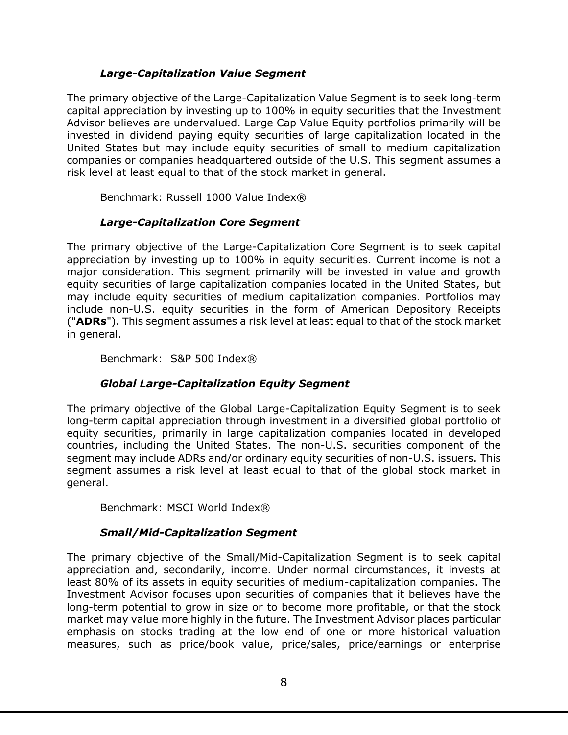### *Large-Capitalization Value Segment*

The primary objective of the Large-Capitalization Value Segment is to seek long-term capital appreciation by investing up to 100% in equity securities that the Investment Advisor believes are undervalued. Large Cap Value Equity portfolios primarily will be invested in dividend paying equity securities of large capitalization located in the United States but may include equity securities of small to medium capitalization companies or companies headquartered outside of the U.S. This segment assumes a risk level at least equal to that of the stock market in general.

Benchmark: Russell 1000 Value Index®

### *Large-Capitalization Core Segment*

The primary objective of the Large-Capitalization Core Segment is to seek capital appreciation by investing up to 100% in equity securities. Current income is not a major consideration. This segment primarily will be invested in value and growth equity securities of large capitalization companies located in the United States, but may include equity securities of medium capitalization companies. Portfolios may include non-U.S. equity securities in the form of American Depository Receipts ("**ADRs**"). This segment assumes a risk level at least equal to that of the stock market in general.

Benchmark: S&P 500 Index®

### *Global Large-Capitalization Equity Segment*

The primary objective of the Global Large-Capitalization Equity Segment is to seek long-term capital appreciation through investment in a diversified global portfolio of equity securities, primarily in large capitalization companies located in developed countries, including the United States. The non-U.S. securities component of the segment may include ADRs and/or ordinary equity securities of non-U.S. issuers. This segment assumes a risk level at least equal to that of the global stock market in general.

Benchmark: MSCI World Index®

### *Small/Mid-Capitalization Segment*

The primary objective of the Small/Mid-Capitalization Segment is to seek capital appreciation and, secondarily, income. Under normal circumstances, it invests at least 80% of its assets in equity securities of medium-capitalization companies. The Investment Advisor focuses upon securities of companies that it believes have the long-term potential to grow in size or to become more profitable, or that the stock market may value more highly in the future. The Investment Advisor places particular emphasis on stocks trading at the low end of one or more historical valuation measures, such as price/book value, price/sales, price/earnings or enterprise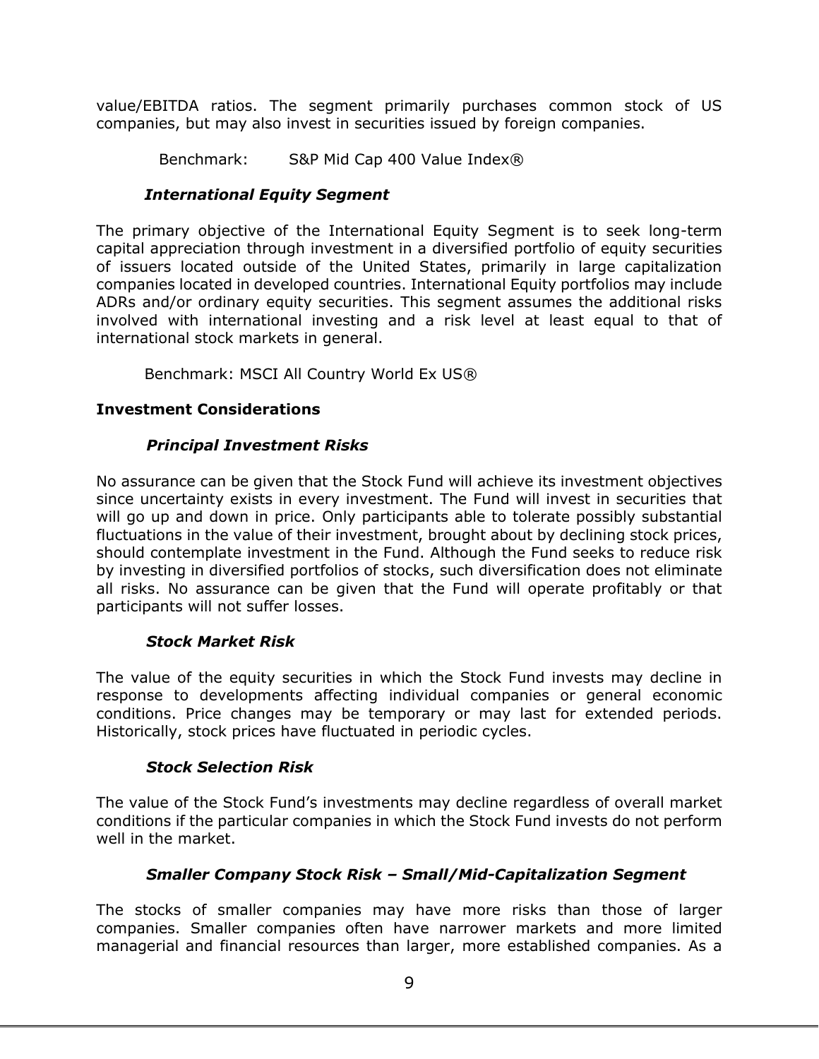value/EBITDA ratios. The segment primarily purchases common stock of US companies, but may also invest in securities issued by foreign companies.

Benchmark: S&P Mid Cap 400 Value Index®

***International Equity Segment***

The primary objective of the International Equity Segment is to seek long-term capital appreciation through investment in a diversified portfolio of equity securities of issuers located outside of the United States, primarily in large capitalization companies located in developed countries. International Equity portfolios may include ADRs and/or ordinary equity securities. This segment assumes the additional risks involved with international investing and a risk level at least equal to that of international stock markets in general.

Benchmark: MSCI All Country World Ex US®

**Investment Considerations**

***Principal Investment Risks***

No assurance can be given that the Stock Fund will achieve its investment objectives since uncertainty exists in every investment. The Fund will invest in securities that will go up and down in price. Only participants able to tolerate possibly substantial fluctuations in the value of their investment, brought about by declining stock prices, should contemplate investment in the Fund. Although the Fund seeks to reduce risk by investing in diversified portfolios of stocks, such diversification does not eliminate all risks. No assurance can be given that the Fund will operate profitably or that participants will not suffer losses.

***Stock Market Risk***

The value of the equity securities in which the Stock Fund invests may decline in response to developments affecting individual companies or general economic conditions. Price changes may be temporary or may last for extended periods. Historically, stock prices have fluctuated in periodic cycles.

***Stock Selection Risk***

The value of the Stock Fund's investments may decline regardless of overall market conditions if the particular companies in which the Stock Fund invests do not perform well in the market.

***Smaller Company Stock Risk – Small/Mid-Capitalization Segment***

The stocks of smaller companies may have more risks than those of larger companies. Smaller companies often have narrower markets and more limited managerial and financial resources than larger, more established companies. As a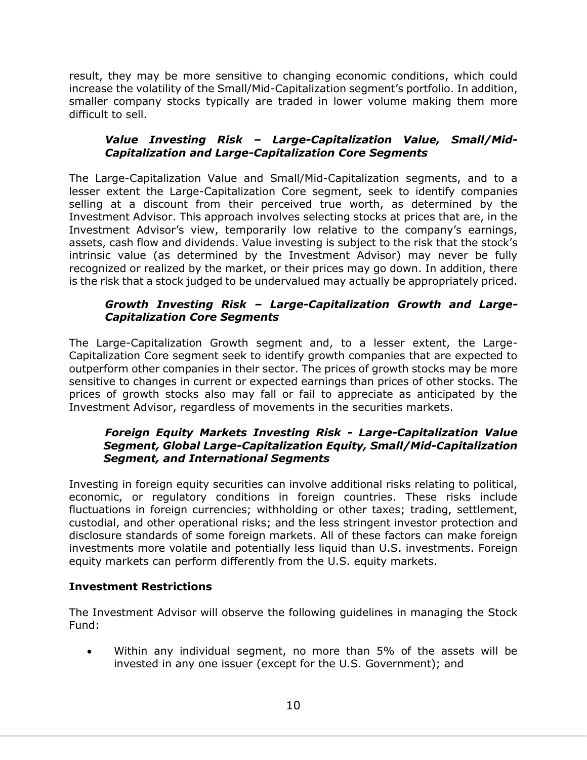result, they may be more sensitive to changing economic conditions, which could increase the volatility of the Small/Mid-Capitalization segment's portfolio. In addition, smaller company stocks typically are traded in lower volume making them more difficult to sell.

***Value Investing Risk – Large-Capitalization Value, Small/Mid-Capitalization and Large-Capitalization Core Segments***

The Large-Capitalization Value and Small/Mid-Capitalization segments, and to a lesser extent the Large-Capitalization Core segment, seek to identify companies selling at a discount from their perceived true worth, as determined by the Investment Advisor. This approach involves selecting stocks at prices that are, in the Investment Advisor's view, temporarily low relative to the company's earnings, assets, cash flow and dividends. Value investing is subject to the risk that the stock's intrinsic value (as determined by the Investment Advisor) may never be fully recognized or realized by the market, or their prices may go down. In addition, there is the risk that a stock judged to be undervalued may actually be appropriately priced.

***Growth Investing Risk – Large-Capitalization Growth and Large-Capitalization Core Segments***

The Large-Capitalization Growth segment and, to a lesser extent, the Large-Capitalization Core segment seek to identify growth companies that are expected to outperform other companies in their sector. The prices of growth stocks may be more sensitive to changes in current or expected earnings than prices of other stocks. The prices of growth stocks also may fall or fail to appreciate as anticipated by the Investment Advisor, regardless of movements in the securities markets.

***Foreign Equity Markets Investing Risk - Large-Capitalization Value Segment, Global Large-Capitalization Equity, Small/Mid-Capitalization Segment, and International Segments***

Investing in foreign equity securities can involve additional risks relating to political, economic, or regulatory conditions in foreign countries. These risks include fluctuations in foreign currencies; withholding or other taxes; trading, settlement, custodial, and other operational risks; and the less stringent investor protection and disclosure standards of some foreign markets. All of these factors can make foreign investments more volatile and potentially less liquid than U.S. investments. Foreign equity markets can perform differently from the U.S. equity markets.

**Investment Restrictions**

The Investment Advisor will observe the following guidelines in managing the Stock Fund:

- Within any individual segment, no more than 5% of the assets will be invested in any one issuer (except for the U.S. Government); and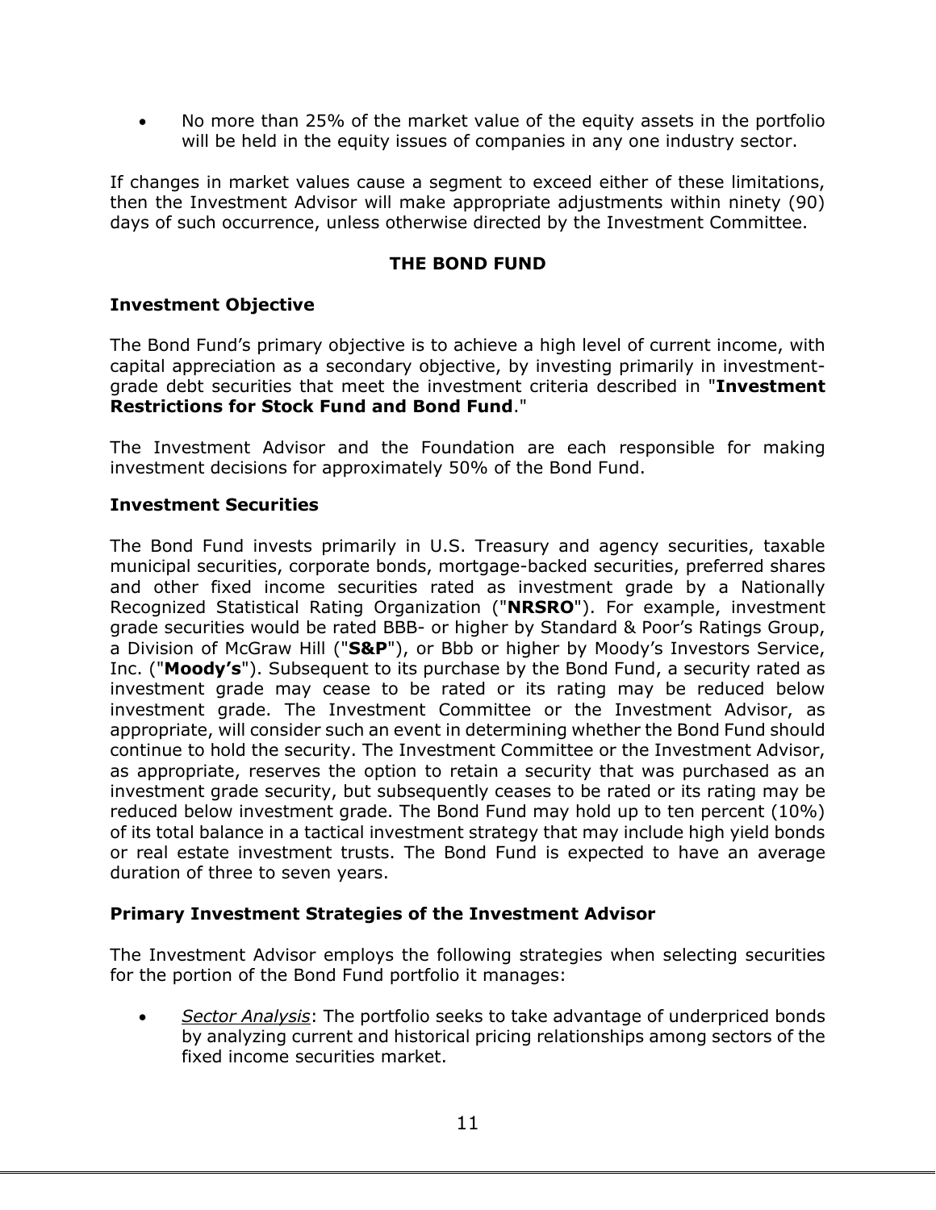- No more than 25% of the market value of the equity assets in the portfolio will be held in the equity issues of companies in any one industry sector.

If changes in market values cause a segment to exceed either of these limitations, then the Investment Advisor will make appropriate adjustments within ninety (90) days of such occurrence, unless otherwise directed by the Investment Committee.

## THE BOND FUND

### Investment Objective

The Bond Fund's primary objective is to achieve a high level of current income, with capital appreciation as a secondary objective, by investing primarily in investment-grade debt securities that meet the investment criteria described in "**Investment Restrictions for Stock Fund and Bond Fund**."

The Investment Advisor and the Foundation are each responsible for making investment decisions for approximately 50% of the Bond Fund.

### Investment Securities

The Bond Fund invests primarily in U.S. Treasury and agency securities, taxable municipal securities, corporate bonds, mortgage-backed securities, preferred shares and other fixed income securities rated as investment grade by a Nationally Recognized Statistical Rating Organization ("**NRSRO**"). For example, investment grade securities would be rated BBB- or higher by Standard & Poor's Ratings Group, a Division of McGraw Hill ("**S&P**"), or Bbb or higher by Moody's Investors Service, Inc. ("**Moody's**"). Subsequent to its purchase by the Bond Fund, a security rated as investment grade may cease to be rated or its rating may be reduced below investment grade. The Investment Committee or the Investment Advisor, as appropriate, will consider such an event in determining whether the Bond Fund should continue to hold the security. The Investment Committee or the Investment Advisor, as appropriate, reserves the option to retain a security that was purchased as an investment grade security, but subsequently ceases to be rated or its rating may be reduced below investment grade. The Bond Fund may hold up to ten percent (10%) of its total balance in a tactical investment strategy that may include high yield bonds or real estate investment trusts. The Bond Fund is expected to have an average duration of three to seven years.

### Primary Investment Strategies of the Investment Advisor

The Investment Advisor employs the following strategies when selecting securities for the portion of the Bond Fund portfolio it manages:

- *Sector Analysis*: The portfolio seeks to take advantage of underpriced bonds by analyzing current and historical pricing relationships among sectors of the fixed income securities market.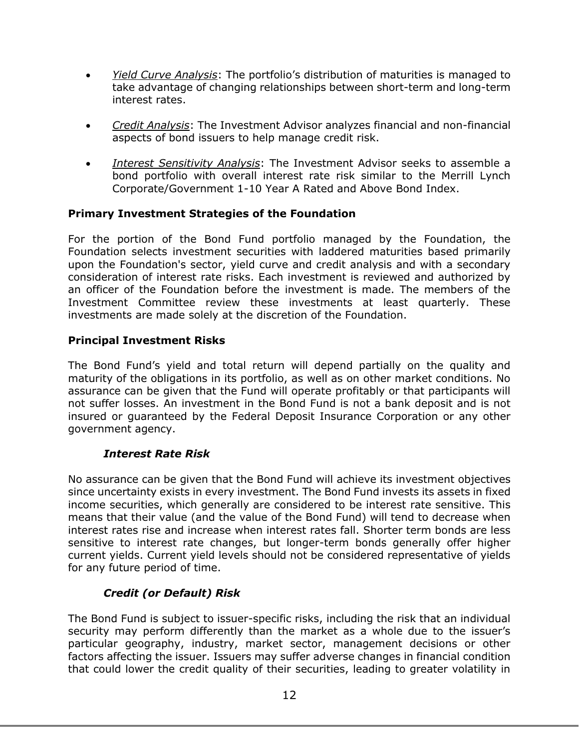- *Yield Curve Analysis*: The portfolio's distribution of maturities is managed to take advantage of changing relationships between short-term and long-term interest rates.

- *Credit Analysis*: The Investment Advisor analyzes financial and non-financial aspects of bond issuers to help manage credit risk.

- *Interest Sensitivity Analysis*: The Investment Advisor seeks to assemble a bond portfolio with overall interest rate risk similar to the Merrill Lynch Corporate/Government 1-10 Year A Rated and Above Bond Index.

**Primary Investment Strategies of the Foundation**

For the portion of the Bond Fund portfolio managed by the Foundation, the Foundation selects investment securities with laddered maturities based primarily upon the Foundation's sector, yield curve and credit analysis and with a secondary consideration of interest rate risks. Each investment is reviewed and authorized by an officer of the Foundation before the investment is made. The members of the Investment Committee review these investments at least quarterly. These investments are made solely at the discretion of the Foundation.

**Principal Investment Risks**

The Bond Fund's yield and total return will depend partially on the quality and maturity of the obligations in its portfolio, as well as on other market conditions. No assurance can be given that the Fund will operate profitably or that participants will not suffer losses. An investment in the Bond Fund is not a bank deposit and is not insured or guaranteed by the Federal Deposit Insurance Corporation or any other government agency.

***Interest Rate Risk***

No assurance can be given that the Bond Fund will achieve its investment objectives since uncertainty exists in every investment. The Bond Fund invests its assets in fixed income securities, which generally are considered to be interest rate sensitive. This means that their value (and the value of the Bond Fund) will tend to decrease when interest rates rise and increase when interest rates fall. Shorter term bonds are less sensitive to interest rate changes, but longer-term bonds generally offer higher current yields. Current yield levels should not be considered representative of yields for any future period of time.

***Credit (or Default) Risk***

The Bond Fund is subject to issuer-specific risks, including the risk that an individual security may perform differently than the market as a whole due to the issuer's particular geography, industry, market sector, management decisions or other factors affecting the issuer. Issuers may suffer adverse changes in financial condition that could lower the credit quality of their securities, leading to greater volatility in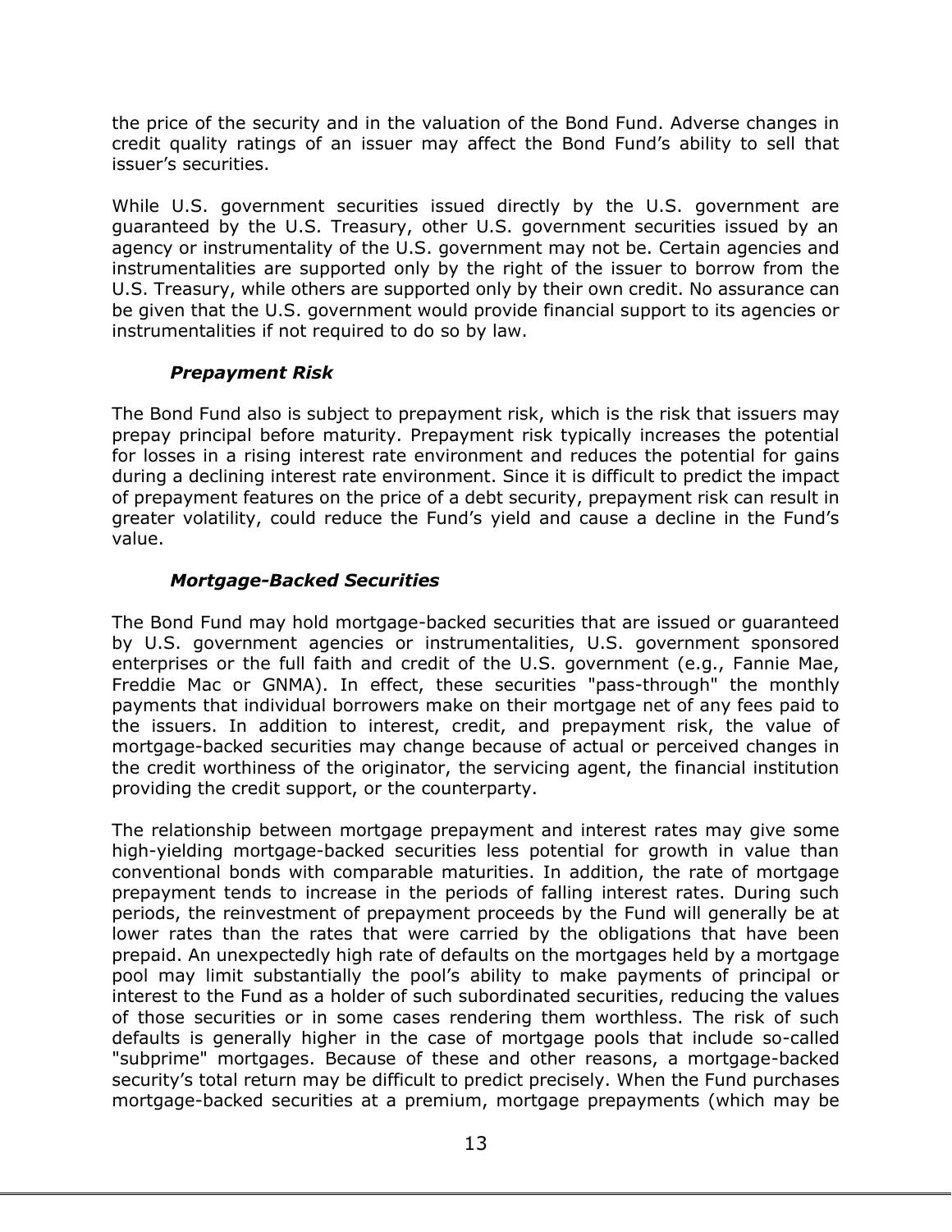the price of the security and in the valuation of the Bond Fund. Adverse changes in credit quality ratings of an issuer may affect the Bond Fund's ability to sell that issuer's securities.

While U.S. government securities issued directly by the U.S. government are guaranteed by the U.S. Treasury, other U.S. government securities issued by an agency or instrumentality of the U.S. government may not be. Certain agencies and instrumentalities are supported only by the right of the issuer to borrow from the U.S. Treasury, while others are supported only by their own credit. No assurance can be given that the U.S. government would provide financial support to its agencies or instrumentalities if not required to do so by law.

***Prepayment Risk***

The Bond Fund also is subject to prepayment risk, which is the risk that issuers may prepay principal before maturity. Prepayment risk typically increases the potential for losses in a rising interest rate environment and reduces the potential for gains during a declining interest rate environment. Since it is difficult to predict the impact of prepayment features on the price of a debt security, prepayment risk can result in greater volatility, could reduce the Fund's yield and cause a decline in the Fund's value.

***Mortgage-Backed Securities***

The Bond Fund may hold mortgage-backed securities that are issued or guaranteed by U.S. government agencies or instrumentalities, U.S. government sponsored enterprises or the full faith and credit of the U.S. government (e.g., Fannie Mae, Freddie Mac or GNMA). In effect, these securities "pass-through" the monthly payments that individual borrowers make on their mortgage net of any fees paid to the issuers. In addition to interest, credit, and prepayment risk, the value of mortgage-backed securities may change because of actual or perceived changes in the credit worthiness of the originator, the servicing agent, the financial institution providing the credit support, or the counterparty.

The relationship between mortgage prepayment and interest rates may give some high-yielding mortgage-backed securities less potential for growth in value than conventional bonds with comparable maturities. In addition, the rate of mortgage prepayment tends to increase in the periods of falling interest rates. During such periods, the reinvestment of prepayment proceeds by the Fund will generally be at lower rates than the rates that were carried by the obligations that have been prepaid. An unexpectedly high rate of defaults on the mortgages held by a mortgage pool may limit substantially the pool's ability to make payments of principal or interest to the Fund as a holder of such subordinated securities, reducing the values of those securities or in some cases rendering them worthless. The risk of such defaults is generally higher in the case of mortgage pools that include so-called "subprime" mortgages. Because of these and other reasons, a mortgage-backed security's total return may be difficult to predict precisely. When the Fund purchases mortgage-backed securities at a premium, mortgage prepayments (which may be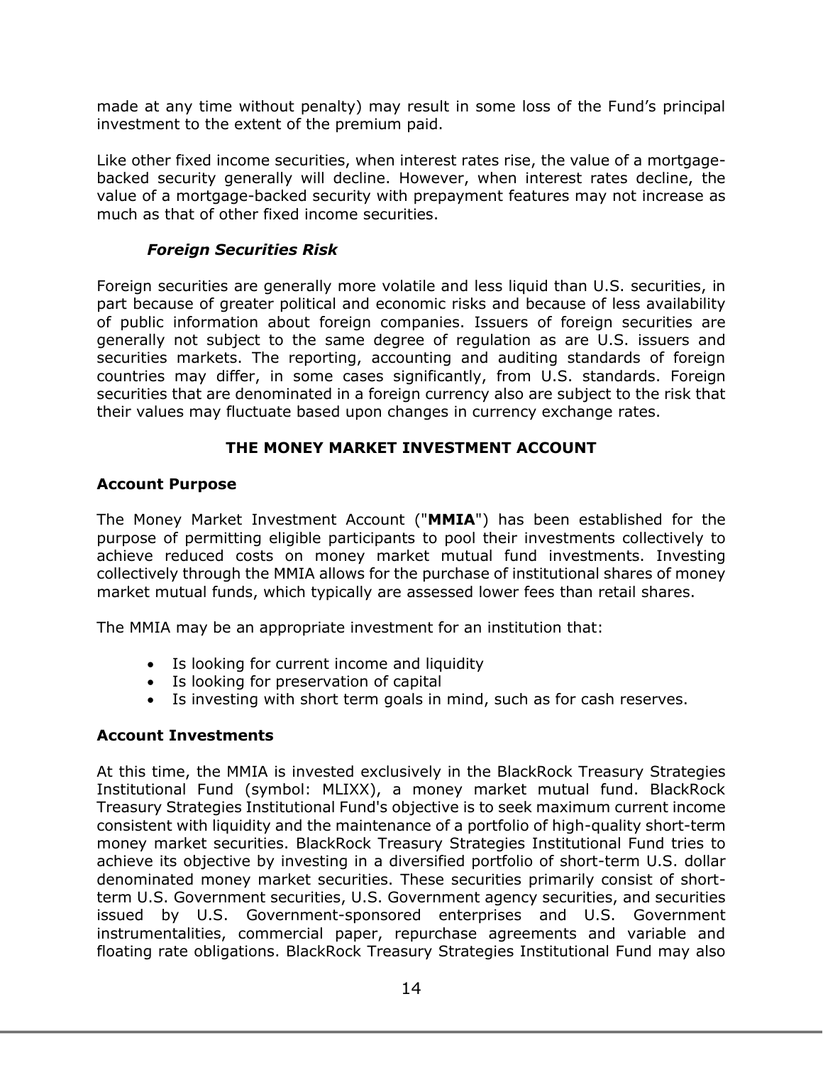made at any time without penalty) may result in some loss of the Fund's principal investment to the extent of the premium paid.

Like other fixed income securities, when interest rates rise, the value of a mortgage-backed security generally will decline. However, when interest rates decline, the value of a mortgage-backed security with prepayment features may not increase as much as that of other fixed income securities.

***Foreign Securities Risk***

Foreign securities are generally more volatile and less liquid than U.S. securities, in part because of greater political and economic risks and because of less availability of public information about foreign companies. Issuers of foreign securities are generally not subject to the same degree of regulation as are U.S. issuers and securities markets. The reporting, accounting and auditing standards of foreign countries may differ, in some cases significantly, from U.S. standards. Foreign securities that are denominated in a foreign currency also are subject to the risk that their values may fluctuate based upon changes in currency exchange rates.

## THE MONEY MARKET INVESTMENT ACCOUNT

### Account Purpose

The Money Market Investment Account ("**MMIA**") has been established for the purpose of permitting eligible participants to pool their investments collectively to achieve reduced costs on money market mutual fund investments. Investing collectively through the MMIA allows for the purchase of institutional shares of money market mutual funds, which typically are assessed lower fees than retail shares.

The MMIA may be an appropriate investment for an institution that:

- Is looking for current income and liquidity
- Is looking for preservation of capital
- Is investing with short term goals in mind, such as for cash reserves.

### Account Investments

At this time, the MMIA is invested exclusively in the BlackRock Treasury Strategies Institutional Fund (symbol: MLIXX), a money market mutual fund. BlackRock Treasury Strategies Institutional Fund's objective is to seek maximum current income consistent with liquidity and the maintenance of a portfolio of high-quality short-term money market securities. BlackRock Treasury Strategies Institutional Fund tries to achieve its objective by investing in a diversified portfolio of short-term U.S. dollar denominated money market securities. These securities primarily consist of short-term U.S. Government securities, U.S. Government agency securities, and securities issued by U.S. Government-sponsored enterprises and U.S. Government instrumentalities, commercial paper, repurchase agreements and variable and floating rate obligations. BlackRock Treasury Strategies Institutional Fund may also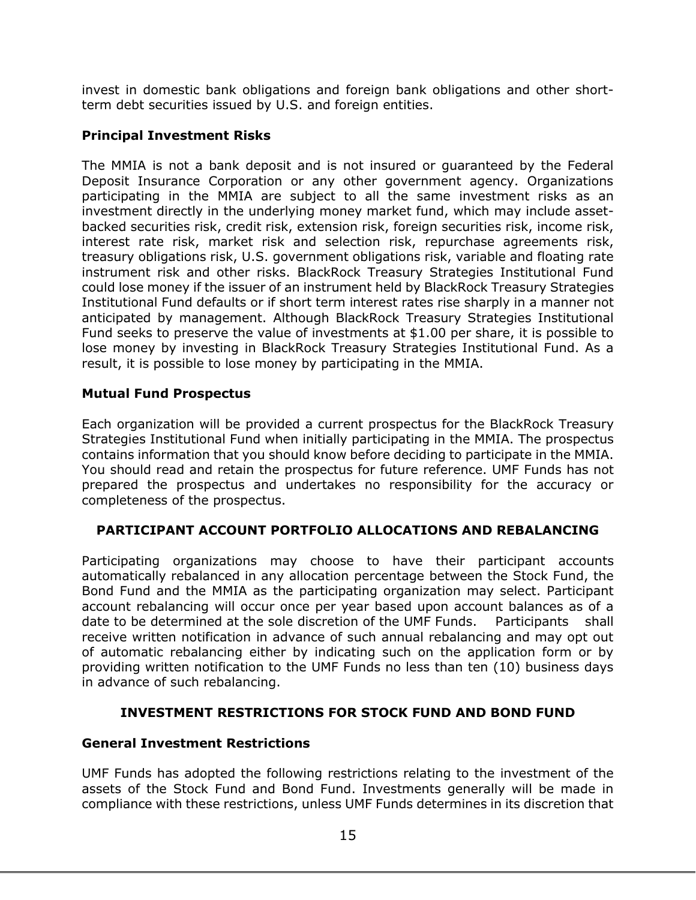invest in domestic bank obligations and foreign bank obligations and other short-term debt securities issued by U.S. and foreign entities.

**Principal Investment Risks**

The MMIA is not a bank deposit and is not insured or guaranteed by the Federal Deposit Insurance Corporation or any other government agency. Organizations participating in the MMIA are subject to all the same investment risks as an investment directly in the underlying money market fund, which may include asset-backed securities risk, credit risk, extension risk, foreign securities risk, income risk, interest rate risk, market risk and selection risk, repurchase agreements risk, treasury obligations risk, U.S. government obligations risk, variable and floating rate instrument risk and other risks. BlackRock Treasury Strategies Institutional Fund could lose money if the issuer of an instrument held by BlackRock Treasury Strategies Institutional Fund defaults or if short term interest rates rise sharply in a manner not anticipated by management. Although BlackRock Treasury Strategies Institutional Fund seeks to preserve the value of investments at $1.00 per share, it is possible to lose money by investing in BlackRock Treasury Strategies Institutional Fund. As a result, it is possible to lose money by participating in the MMIA.

**Mutual Fund Prospectus**

Each organization will be provided a current prospectus for the BlackRock Treasury Strategies Institutional Fund when initially participating in the MMIA. The prospectus contains information that you should know before deciding to participate in the MMIA. You should read and retain the prospectus for future reference. UMF Funds has not prepared the prospectus and undertakes no responsibility for the accuracy or completeness of the prospectus.

## PARTICIPANT ACCOUNT PORTFOLIO ALLOCATIONS AND REBALANCING

Participating organizations may choose to have their participant accounts automatically rebalanced in any allocation percentage between the Stock Fund, the Bond Fund and the MMIA as the participating organization may select. Participant account rebalancing will occur once per year based upon account balances as of a date to be determined at the sole discretion of the UMF Funds. Participants shall receive written notification in advance of such annual rebalancing and may opt out of automatic rebalancing either by indicating such on the application form or by providing written notification to the UMF Funds no less than ten (10) business days in advance of such rebalancing.

## INVESTMENT RESTRICTIONS FOR STOCK FUND AND BOND FUND

**General Investment Restrictions**

UMF Funds has adopted the following restrictions relating to the investment of the assets of the Stock Fund and Bond Fund. Investments generally will be made in compliance with these restrictions, unless UMF Funds determines in its discretion that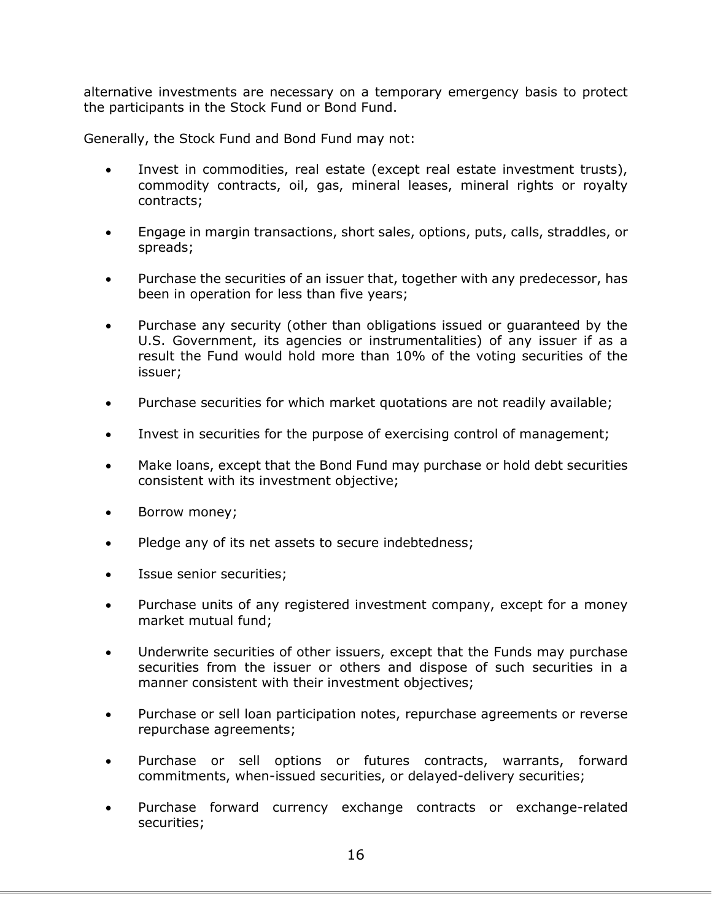alternative investments are necessary on a temporary emergency basis to protect the participants in the Stock Fund or Bond Fund.

Generally, the Stock Fund and Bond Fund may not:

- Invest in commodities, real estate (except real estate investment trusts), commodity contracts, oil, gas, mineral leases, mineral rights or royalty contracts;
- Engage in margin transactions, short sales, options, puts, calls, straddles, or spreads;
- Purchase the securities of an issuer that, together with any predecessor, has been in operation for less than five years;
- Purchase any security (other than obligations issued or guaranteed by the U.S. Government, its agencies or instrumentalities) of any issuer if as a result the Fund would hold more than 10% of the voting securities of the issuer;
- Purchase securities for which market quotations are not readily available;
- Invest in securities for the purpose of exercising control of management;
- Make loans, except that the Bond Fund may purchase or hold debt securities consistent with its investment objective;
- Borrow money;
- Pledge any of its net assets to secure indebtedness;
- Issue senior securities;
- Purchase units of any registered investment company, except for a money market mutual fund;
- Underwrite securities of other issuers, except that the Funds may purchase securities from the issuer or others and dispose of such securities in a manner consistent with their investment objectives;
- Purchase or sell loan participation notes, repurchase agreements or reverse repurchase agreements;
- Purchase or sell options or futures contracts, warrants, forward commitments, when-issued securities, or delayed-delivery securities;
- Purchase forward currency exchange contracts or exchange-related securities;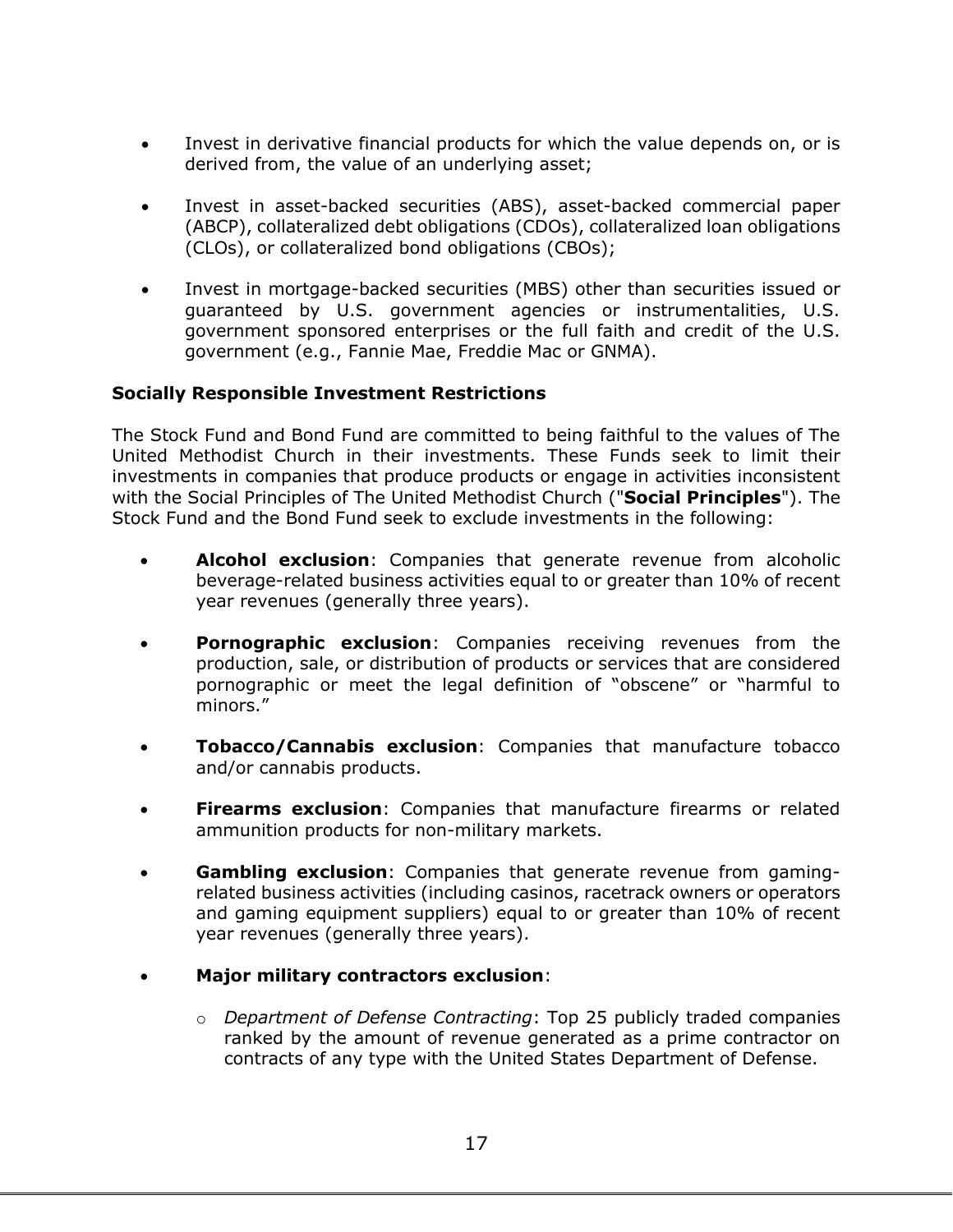- Invest in derivative financial products for which the value depends on, or is derived from, the value of an underlying asset;
- Invest in asset-backed securities (ABS), asset-backed commercial paper (ABCP), collateralized debt obligations (CDOs), collateralized loan obligations (CLOs), or collateralized bond obligations (CBOs);
- Invest in mortgage-backed securities (MBS) other than securities issued or guaranteed by U.S. government agencies or instrumentalities, U.S. government sponsored enterprises or the full faith and credit of the U.S. government (e.g., Fannie Mae, Freddie Mac or GNMA).

**Socially Responsible Investment Restrictions**

The Stock Fund and Bond Fund are committed to being faithful to the values of The United Methodist Church in their investments. These Funds seek to limit their investments in companies that produce products or engage in activities inconsistent with the Social Principles of The United Methodist Church ("**Social Principles**"). The Stock Fund and the Bond Fund seek to exclude investments in the following:

- **Alcohol exclusion**: Companies that generate revenue from alcoholic beverage-related business activities equal to or greater than 10% of recent year revenues (generally three years).
- **Pornographic exclusion**: Companies receiving revenues from the production, sale, or distribution of products or services that are considered pornographic or meet the legal definition of "obscene" or "harmful to minors."
- **Tobacco/Cannabis exclusion**: Companies that manufacture tobacco and/or cannabis products.
- **Firearms exclusion**: Companies that manufacture firearms or related ammunition products for non-military markets.
- **Gambling exclusion**: Companies that generate revenue from gaming-related business activities (including casinos, racetrack owners or operators and gaming equipment suppliers) equal to or greater than 10% of recent year revenues (generally three years).
- **Major military contractors exclusion**:
    - *Department of Defense Contracting*: Top 25 publicly traded companies ranked by the amount of revenue generated as a prime contractor on contracts of any type with the United States Department of Defense.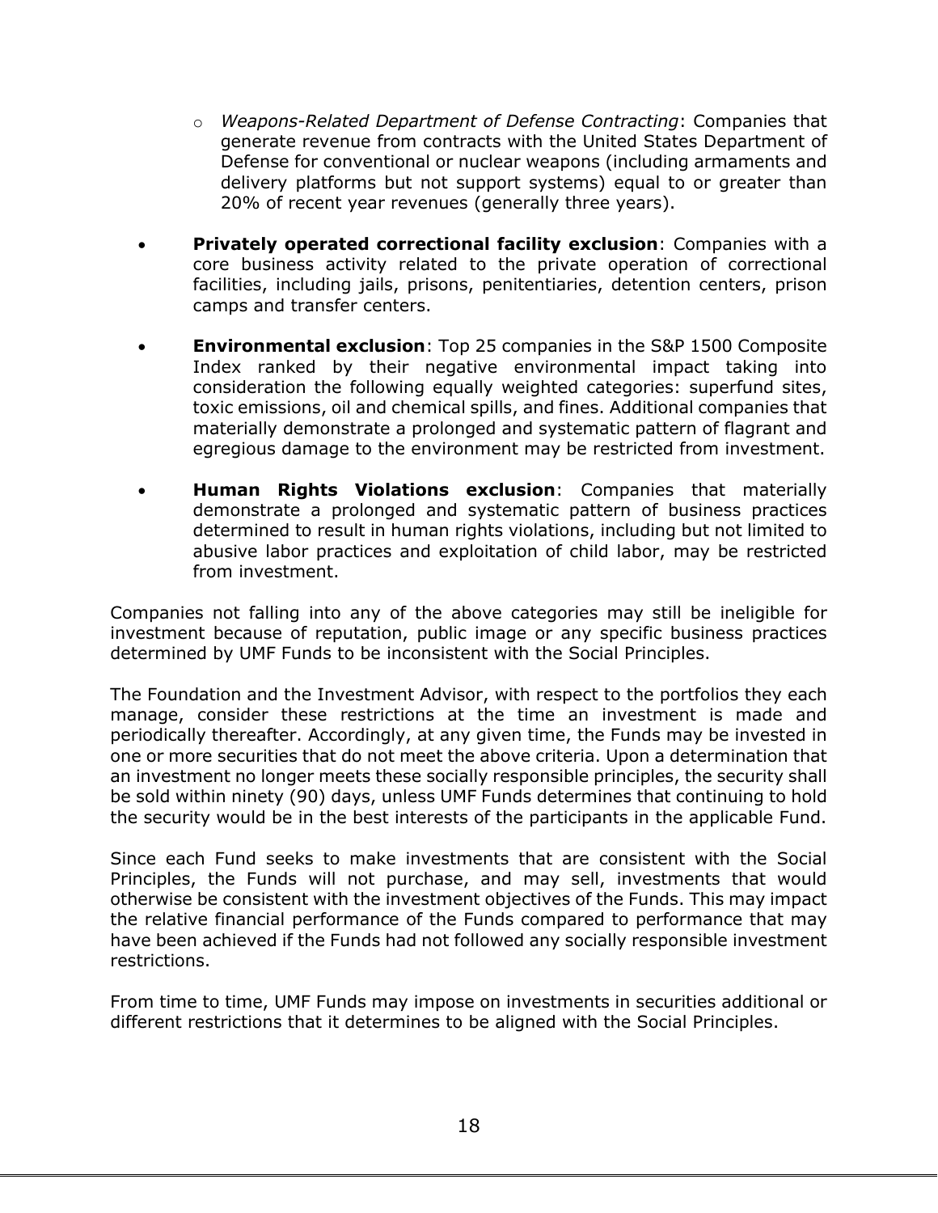- *Weapons-Related Department of Defense Contracting*: Companies that generate revenue from contracts with the United States Department of Defense for conventional or nuclear weapons (including armaments and delivery platforms but not support systems) equal to or greater than 20% of recent year revenues (generally three years).

- **Privately operated correctional facility exclusion**: Companies with a core business activity related to the private operation of correctional facilities, including jails, prisons, penitentiaries, detention centers, prison camps and transfer centers.

- **Environmental exclusion**: Top 25 companies in the S&P 1500 Composite Index ranked by their negative environmental impact taking into consideration the following equally weighted categories: superfund sites, toxic emissions, oil and chemical spills, and fines. Additional companies that materially demonstrate a prolonged and systematic pattern of flagrant and egregious damage to the environment may be restricted from investment.

- **Human Rights Violations exclusion**: Companies that materially demonstrate a prolonged and systematic pattern of business practices determined to result in human rights violations, including but not limited to abusive labor practices and exploitation of child labor, may be restricted from investment.

Companies not falling into any of the above categories may still be ineligible for investment because of reputation, public image or any specific business practices determined by UMF Funds to be inconsistent with the Social Principles.

The Foundation and the Investment Advisor, with respect to the portfolios they each manage, consider these restrictions at the time an investment is made and periodically thereafter. Accordingly, at any given time, the Funds may be invested in one or more securities that do not meet the above criteria. Upon a determination that an investment no longer meets these socially responsible principles, the security shall be sold within ninety (90) days, unless UMF Funds determines that continuing to hold the security would be in the best interests of the participants in the applicable Fund.

Since each Fund seeks to make investments that are consistent with the Social Principles, the Funds will not purchase, and may sell, investments that would otherwise be consistent with the investment objectives of the Funds. This may impact the relative financial performance of the Funds compared to performance that may have been achieved if the Funds had not followed any socially responsible investment restrictions.

From time to time, UMF Funds may impose on investments in securities additional or different restrictions that it determines to be aligned with the Social Principles.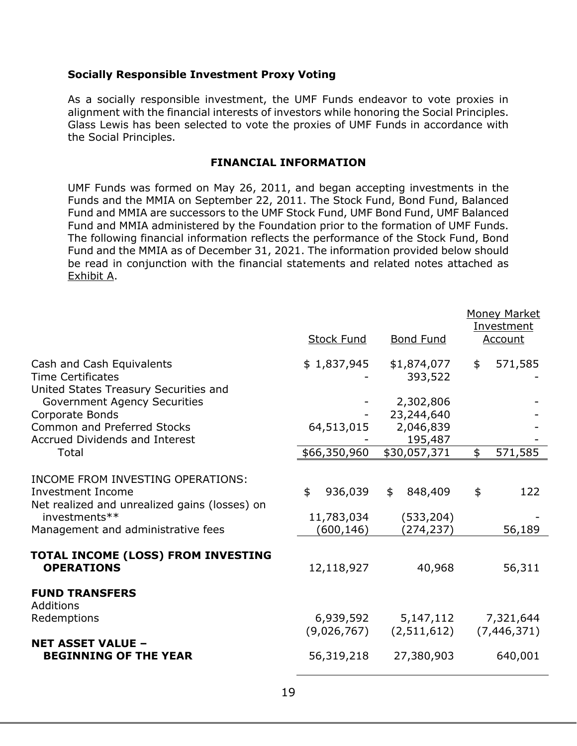**Socially Responsible Investment Proxy Voting**

As a socially responsible investment, the UMF Funds endeavor to vote proxies in alignment with the financial interests of investors while honoring the Social Principles. Glass Lewis has been selected to vote the proxies of UMF Funds in accordance with the Social Principles.

## FINANCIAL INFORMATION

UMF Funds was formed on May 26, 2011, and began accepting investments in the Funds and the MMIA on September 22, 2011. The Stock Fund, Bond Fund, Balanced Fund and MMIA are successors to the UMF Stock Fund, UMF Bond Fund, UMF Balanced Fund and MMIA administered by the Foundation prior to the formation of UMF Funds. The following financial information reflects the performance of the Stock Fund, Bond Fund and the MMIA as of December 31, 2021. The information provided below should be read in conjunction with the financial statements and related notes attached as Exhibit A.

| | Stock Fund | Bond Fund | Money Market Investment Account |
|---|---|---|---|
| Cash and Cash Equivalents | $ 1,837,945 | $1,874,077 | $ 571,585 |
| Time Certificates | - | 393,522 | - |
| United States Treasury Securities and Government Agency Securities | - | 2,302,806 | - |
| Corporate Bonds | - | 23,244,640 | - |
| Common and Preferred Stocks | 64,513,015 | 2,046,839 | - |
| Accrued Dividends and Interest | - | 195,487 | - |
| Total | $66,350,960 | $30,057,371 | $ 571,585 |
| INCOME FROM INVESTING OPERATIONS: | | | |
| Investment Income | $ 936,039 | $ 848,409 | $ 122 |
| Net realized and unrealized gains (losses) on investments** | 11,783,034 | (533,204) | - |
| Management and administrative fees | (600,146) | (274,237) | 56,189 |
| **TOTAL INCOME (LOSS) FROM INVESTING OPERATIONS** | 12,118,927 | 40,968 | 56,311 |
| **FUND TRANSFERS** | | | |
| Additions | | | |
| Redemptions | 6,939,592 | 5,147,112 | 7,321,644 |
| | (9,026,767) | (2,511,612) | (7,446,371) |
| **NET ASSET VALUE – BEGINNING OF THE YEAR** | 56,319,218 | 27,380,903 | 640,001 |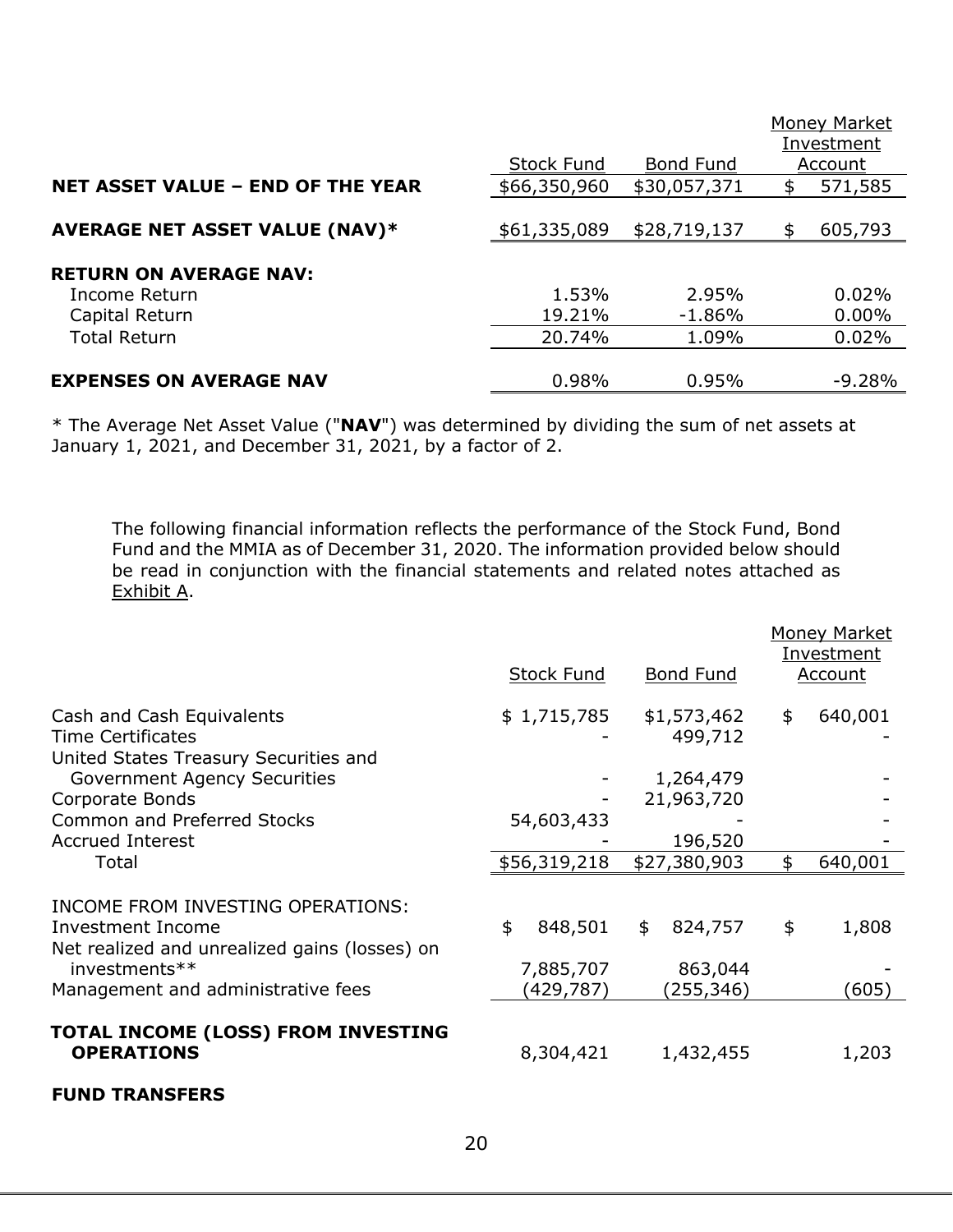| | Stock Fund | Bond Fund | Money Market Investment Account |
|---|---|---|---|
| **NET ASSET VALUE – END OF THE YEAR** | $66,350,960 | $30,057,371 | $ 571,585 |
| **AVERAGE NET ASSET VALUE (NAV)*** | $61,335,089 | $28,719,137 | $ 605,793 |
| **RETURN ON AVERAGE NAV:** | | | |
| Income Return | 1.53% | 2.95% | 0.02% |
| Capital Return | 19.21% | -1.86% | 0.00% |
| Total Return | 20.74% | 1.09% | 0.02% |
| **EXPENSES ON AVERAGE NAV** | 0.98% | 0.95% | -9.28% |

* The Average Net Asset Value ("**NAV**") was determined by dividing the sum of net assets at January 1, 2021, and December 31, 2021, by a factor of 2.

The following financial information reflects the performance of the Stock Fund, Bond Fund and the MMIA as of December 31, 2020. The information provided below should be read in conjunction with the financial statements and related notes attached as Exhibit A.

| | Stock Fund | Bond Fund | Money Market Investment Account |
|---|---|---|---|
| Cash and Cash Equivalents | $ 1,715,785 | $1,573,462 | $ 640,001 |
| Time Certificates | - | 499,712 | - |
| United States Treasury Securities and Government Agency Securities | - | 1,264,479 | - |
| Corporate Bonds | - | 21,963,720 | - |
| Common and Preferred Stocks | 54,603,433 | - | - |
| Accrued Interest | - | 196,520 | - |
| Total | $56,319,218 | $27,380,903 | $ 640,001 |
| INCOME FROM INVESTING OPERATIONS: | | | |
| Investment Income | $ 848,501 | $ 824,757 | $ 1,808 |
| Net realized and unrealized gains (losses) on investments** | 7,885,707 | 863,044 | - |
| Management and administrative fees | (429,787) | (255,346) | (605) |
| **TOTAL INCOME (LOSS) FROM INVESTING OPERATIONS** | 8,304,421 | 1,432,455 | 1,203 |
| **FUND TRANSFERS** | | | |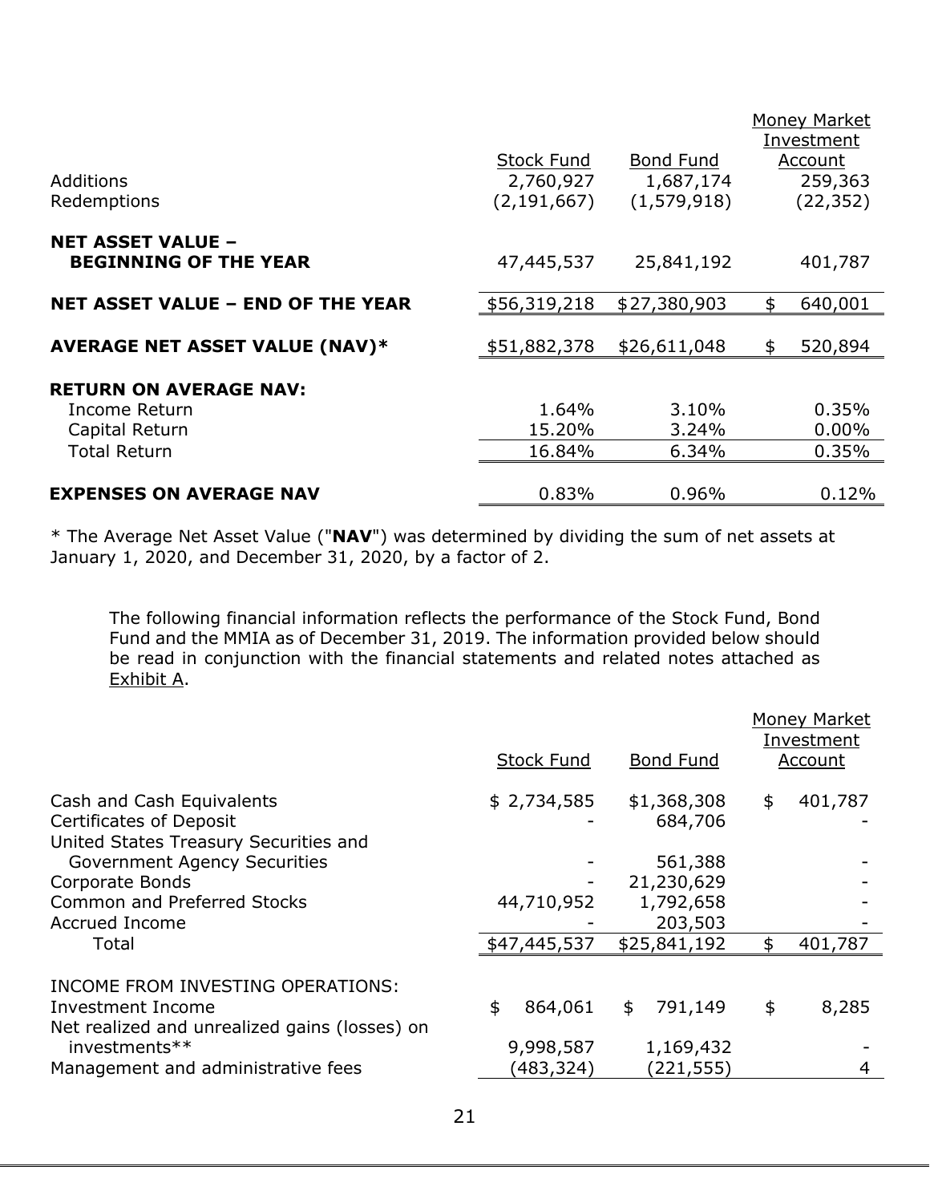| | Stock Fund | Bond Fund | Money Market Investment Account |
|---|---|---|---|
| Additions | 2,760,927 | 1,687,174 | 259,363 |
| Redemptions | (2,191,667) | (1,579,918) | (22,352) |
| **NET ASSET VALUE – BEGINNING OF THE YEAR** | 47,445,537 | 25,841,192 | 401,787 |
| **NET ASSET VALUE – END OF THE YEAR** | $56,319,218 | $27,380,903 | $ 640,001 |
| **AVERAGE NET ASSET VALUE (NAV)*** | $51,882,378 | $26,611,048 | $ 520,894 |
| **RETURN ON AVERAGE NAV:** | | | |
| Income Return | 1.64% | 3.10% | 0.35% |
| Capital Return | 15.20% | 3.24% | 0.00% |
| Total Return | 16.84% | 6.34% | 0.35% |
| **EXPENSES ON AVERAGE NAV** | 0.83% | 0.96% | 0.12% |

* The Average Net Asset Value ("**NAV**") was determined by dividing the sum of net assets at January 1, 2020, and December 31, 2020, by a factor of 2.

The following financial information reflects the performance of the Stock Fund, Bond Fund and the MMIA as of December 31, 2019. The information provided below should be read in conjunction with the financial statements and related notes attached as Exhibit A.

| | Stock Fund | Bond Fund | Money Market Investment Account |
|---|---|---|---|
| Cash and Cash Equivalents | $ 2,734,585 | $1,368,308 | $ 401,787 |
| Certificates of Deposit | - | 684,706 | - |
| United States Treasury Securities and Government Agency Securities | - | 561,388 | - |
| Corporate Bonds | - | 21,230,629 | - |
| Common and Preferred Stocks | 44,710,952 | 1,792,658 | - |
| Accrued Income | - | 203,503 | - |
| Total | $47,445,537 | $25,841,192 | $ 401,787 |
| INCOME FROM INVESTING OPERATIONS: | | | |
| Investment Income | $ 864,061 | $ 791,149 | $ 8,285 |
| Net realized and unrealized gains (losses) on investments** | 9,998,587 | 1,169,432 | - |
| Management and administrative fees | (483,324) | (221,555) | 4 |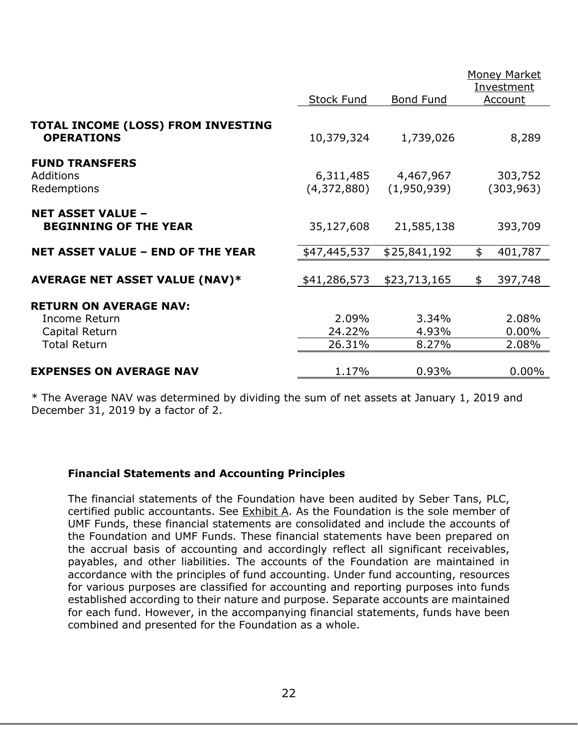| | Stock Fund | Bond Fund | Money Market Investment Account |
|---|---|---|---|
| **TOTAL INCOME (LOSS) FROM INVESTING OPERATIONS** | 10,379,324 | 1,739,026 | 8,289 |
| **FUND TRANSFERS** | | | |
| Additions | 6,311,485 | 4,467,967 | 303,752 |
| Redemptions | (4,372,880) | (1,950,939) | (303,963) |
| **NET ASSET VALUE – BEGINNING OF THE YEAR** | 35,127,608 | 21,585,138 | 393,709 |
| **NET ASSET VALUE – END OF THE YEAR** | $47,445,537 | $25,841,192 | $ 401,787 |
| **AVERAGE NET ASSET VALUE (NAV)*** | $41,286,573 | $23,713,165 | $ 397,748 |
| **RETURN ON AVERAGE NAV:** | | | |
| Income Return | 2.09% | 3.34% | 2.08% |
| Capital Return | 24.22% | 4.93% | 0.00% |
| Total Return | 26.31% | 8.27% | 2.08% |
| **EXPENSES ON AVERAGE NAV** | 1.17% | 0.93% | 0.00% |

* The Average NAV was determined by dividing the sum of net assets at January 1, 2019 and December 31, 2019 by a factor of 2.

### Financial Statements and Accounting Principles

The financial statements of the Foundation have been audited by Seber Tans, PLC, certified public accountants. See Exhibit A. As the Foundation is the sole member of UMF Funds, these financial statements are consolidated and include the accounts of the Foundation and UMF Funds. These financial statements have been prepared on the accrual basis of accounting and accordingly reflect all significant receivables, payables, and other liabilities. The accounts of the Foundation are maintained in accordance with the principles of fund accounting. Under fund accounting, resources for various purposes are classified for accounting and reporting purposes into funds established according to their nature and purpose. Separate accounts are maintained for each fund. However, in the accompanying financial statements, funds have been combined and presented for the Foundation as a whole.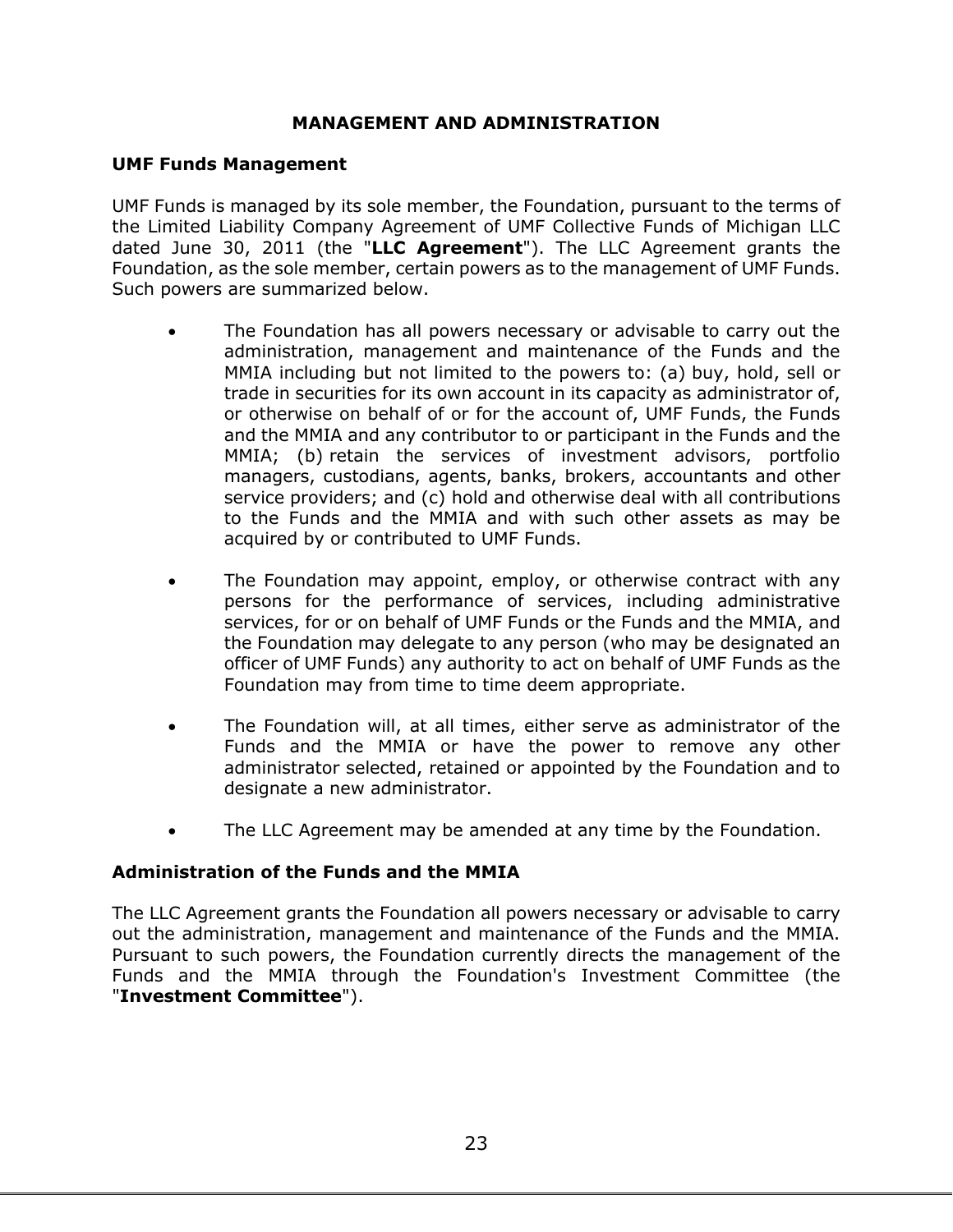## MANAGEMENT AND ADMINISTRATION

### UMF Funds Management

UMF Funds is managed by its sole member, the Foundation, pursuant to the terms of the Limited Liability Company Agreement of UMF Collective Funds of Michigan LLC dated June 30, 2011 (the "**LLC Agreement**"). The LLC Agreement grants the Foundation, as the sole member, certain powers as to the management of UMF Funds. Such powers are summarized below.

- The Foundation has all powers necessary or advisable to carry out the administration, management and maintenance of the Funds and the MMIA including but not limited to the powers to: (a) buy, hold, sell or trade in securities for its own account in its capacity as administrator of, or otherwise on behalf of or for the account of, UMF Funds, the Funds and the MMIA and any contributor to or participant in the Funds and the MMIA; (b) retain the services of investment advisors, portfolio managers, custodians, agents, banks, brokers, accountants and other service providers; and (c) hold and otherwise deal with all contributions to the Funds and the MMIA and with such other assets as may be acquired by or contributed to UMF Funds.

- The Foundation may appoint, employ, or otherwise contract with any persons for the performance of services, including administrative services, for or on behalf of UMF Funds or the Funds and the MMIA, and the Foundation may delegate to any person (who may be designated an officer of UMF Funds) any authority to act on behalf of UMF Funds as the Foundation may from time to time deem appropriate.

- The Foundation will, at all times, either serve as administrator of the Funds and the MMIA or have the power to remove any other administrator selected, retained or appointed by the Foundation and to designate a new administrator.

- The LLC Agreement may be amended at any time by the Foundation.

### Administration of the Funds and the MMIA

The LLC Agreement grants the Foundation all powers necessary or advisable to carry out the administration, management and maintenance of the Funds and the MMIA. Pursuant to such powers, the Foundation currently directs the management of the Funds and the MMIA through the Foundation's Investment Committee (the "**Investment Committee**").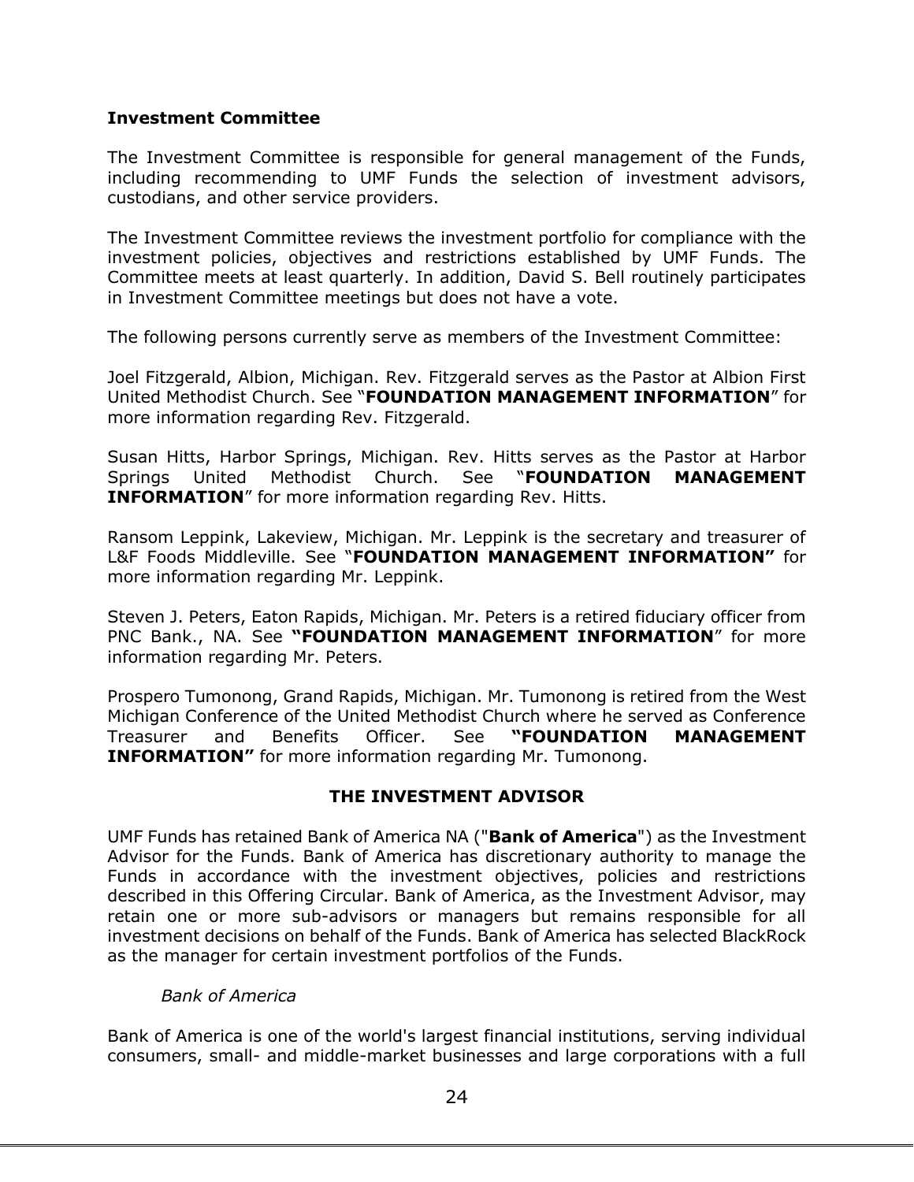**Investment Committee**

The Investment Committee is responsible for general management of the Funds, including recommending to UMF Funds the selection of investment advisors, custodians, and other service providers.

The Investment Committee reviews the investment portfolio for compliance with the investment policies, objectives and restrictions established by UMF Funds. The Committee meets at least quarterly. In addition, David S. Bell routinely participates in Investment Committee meetings but does not have a vote.

The following persons currently serve as members of the Investment Committee:

Joel Fitzgerald, Albion, Michigan. Rev. Fitzgerald serves as the Pastor at Albion First United Methodist Church. See "**FOUNDATION MANAGEMENT INFORMATION**" for more information regarding Rev. Fitzgerald.

Susan Hitts, Harbor Springs, Michigan. Rev. Hitts serves as the Pastor at Harbor Springs United Methodist Church. See "**FOUNDATION MANAGEMENT INFORMATION**" for more information regarding Rev. Hitts.

Ransom Leppink, Lakeview, Michigan. Mr. Leppink is the secretary and treasurer of L&F Foods Middleville. See "**FOUNDATION MANAGEMENT INFORMATION"** for more information regarding Mr. Leppink.

Steven J. Peters, Eaton Rapids, Michigan. Mr. Peters is a retired fiduciary officer from PNC Bank., NA. See **"FOUNDATION MANAGEMENT INFORMATION**" for more information regarding Mr. Peters.

Prospero Tumonong, Grand Rapids, Michigan. Mr. Tumonong is retired from the West Michigan Conference of the United Methodist Church where he served as Conference Treasurer and Benefits Officer. See **"FOUNDATION MANAGEMENT INFORMATION"** for more information regarding Mr. Tumonong.

## THE INVESTMENT ADVISOR

UMF Funds has retained Bank of America NA ("**Bank of America**") as the Investment Advisor for the Funds. Bank of America has discretionary authority to manage the Funds in accordance with the investment objectives, policies and restrictions described in this Offering Circular. Bank of America, as the Investment Advisor, may retain one or more sub-advisors or managers but remains responsible for all investment decisions on behalf of the Funds. Bank of America has selected BlackRock as the manager for certain investment portfolios of the Funds.

*Bank of America*

Bank of America is one of the world's largest financial institutions, serving individual consumers, small- and middle-market businesses and large corporations with a full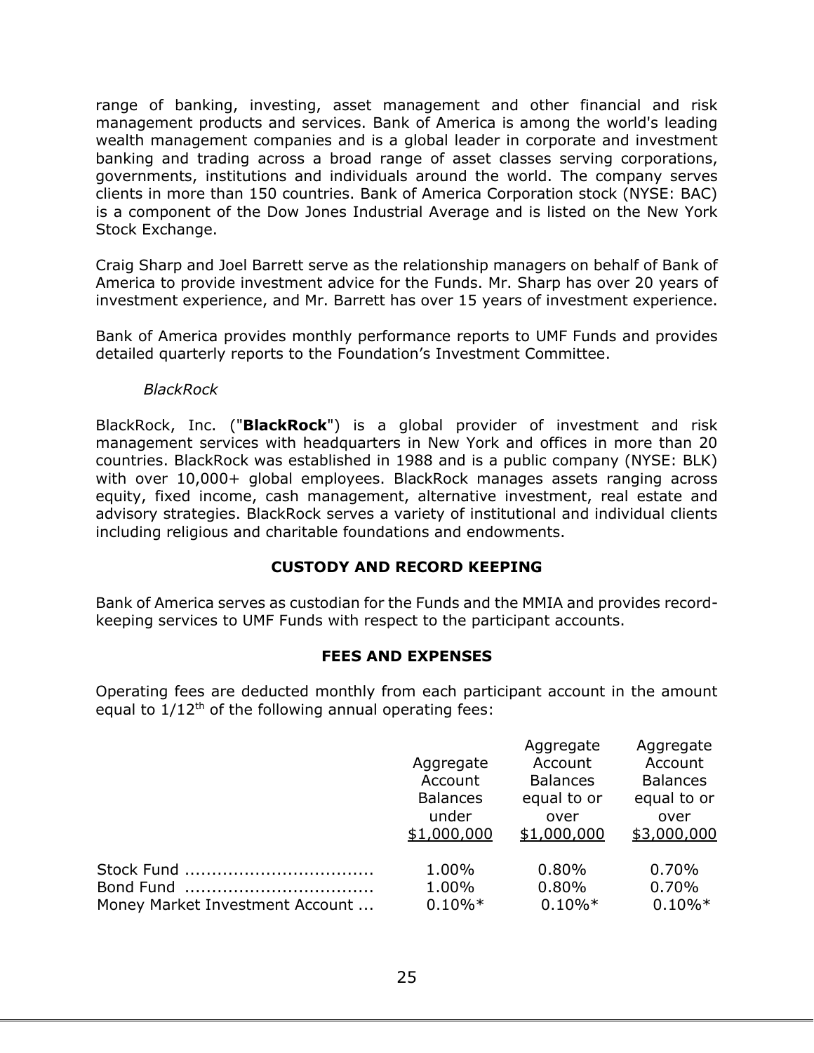range of banking, investing, asset management and other financial and risk management products and services. Bank of America is among the world's leading wealth management companies and is a global leader in corporate and investment banking and trading across a broad range of asset classes serving corporations, governments, institutions and individuals around the world. The company serves clients in more than 150 countries. Bank of America Corporation stock (NYSE: BAC) is a component of the Dow Jones Industrial Average and is listed on the New York Stock Exchange.

Craig Sharp and Joel Barrett serve as the relationship managers on behalf of Bank of America to provide investment advice for the Funds. Mr. Sharp has over 20 years of investment experience, and Mr. Barrett has over 15 years of investment experience.

Bank of America provides monthly performance reports to UMF Funds and provides detailed quarterly reports to the Foundation's Investment Committee.

*BlackRock*

BlackRock, Inc. ("**BlackRock**") is a global provider of investment and risk management services with headquarters in New York and offices in more than 20 countries. BlackRock was established in 1988 and is a public company (NYSE: BLK) with over 10,000+ global employees. BlackRock manages assets ranging across equity, fixed income, cash management, alternative investment, real estate and advisory strategies. BlackRock serves a variety of institutional and individual clients including religious and charitable foundations and endowments.

## CUSTODY AND RECORD KEEPING

Bank of America serves as custodian for the Funds and the MMIA and provides record-keeping services to UMF Funds with respect to the participant accounts.

## FEES AND EXPENSES

Operating fees are deducted monthly from each participant account in the amount equal to 1/12th of the following annual operating fees:

| | Aggregate Account Balances under $1,000,000 | Aggregate Account Balances equal to or over $1,000,000 | Aggregate Account Balances equal to or over $3,000,000 |
|---|---|---|---|
| Stock Fund | 1.00% | 0.80% | 0.70% |
| Bond Fund | 1.00% | 0.80% | 0.70% |
| Money Market Investment Account | 0.10%* | 0.10%* | 0.10%* |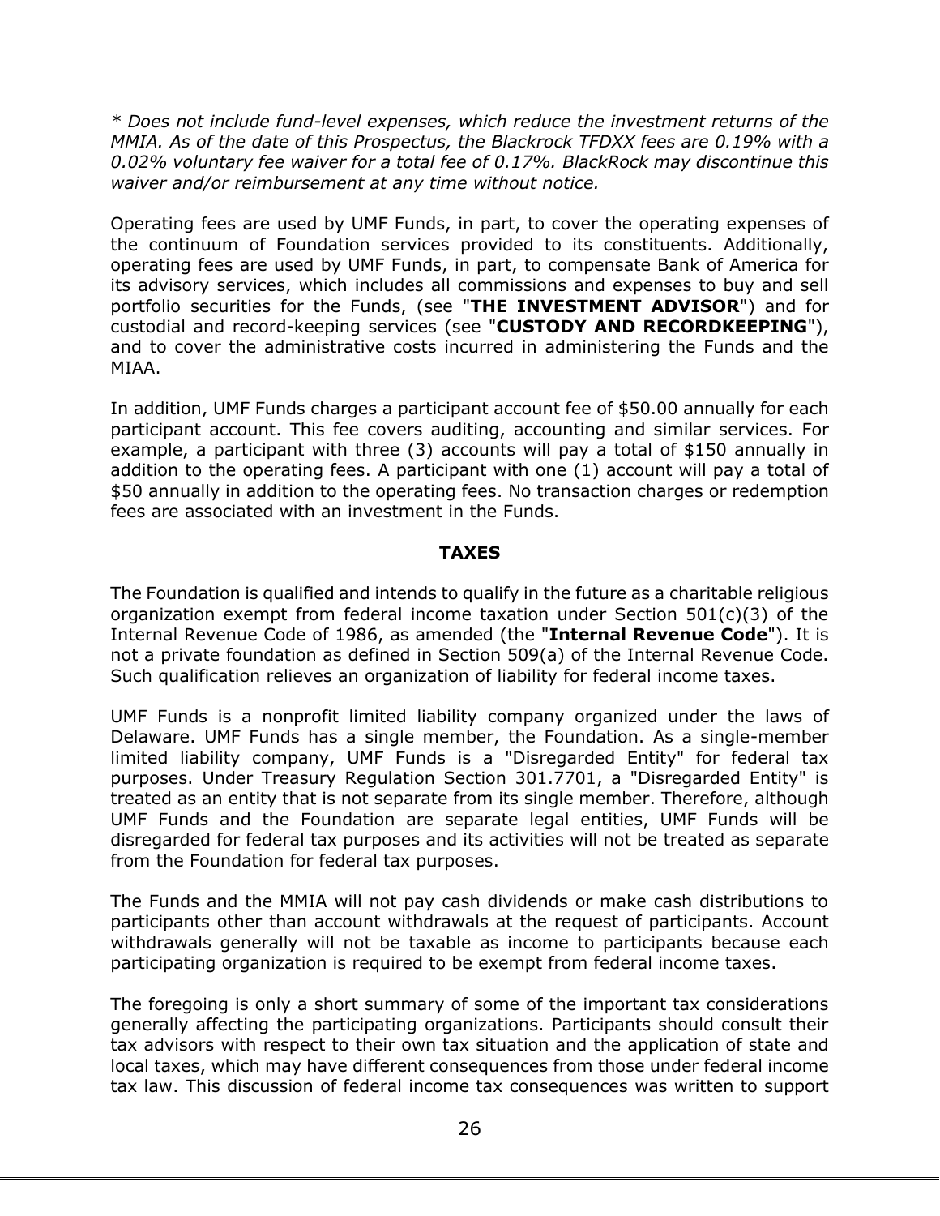*\* Does not include fund-level expenses, which reduce the investment returns of the MMIA. As of the date of this Prospectus, the Blackrock TFDXX fees are 0.19% with a 0.02% voluntary fee waiver for a total fee of 0.17%. BlackRock may discontinue this waiver and/or reimbursement at any time without notice.*

Operating fees are used by UMF Funds, in part, to cover the operating expenses of the continuum of Foundation services provided to its constituents. Additionally, operating fees are used by UMF Funds, in part, to compensate Bank of America for its advisory services, which includes all commissions and expenses to buy and sell portfolio securities for the Funds, (see "**THE INVESTMENT ADVISOR**") and for custodial and record-keeping services (see "**CUSTODY AND RECORDKEEPING**"), and to cover the administrative costs incurred in administering the Funds and the MIAA.

In addition, UMF Funds charges a participant account fee of $50.00 annually for each participant account. This fee covers auditing, accounting and similar services. For example, a participant with three (3) accounts will pay a total of $150 annually in addition to the operating fees. A participant with one (1) account will pay a total of $50 annually in addition to the operating fees. No transaction charges or redemption fees are associated with an investment in the Funds.

## TAXES

The Foundation is qualified and intends to qualify in the future as a charitable religious organization exempt from federal income taxation under Section 501(c)(3) of the Internal Revenue Code of 1986, as amended (the "**Internal Revenue Code**"). It is not a private foundation as defined in Section 509(a) of the Internal Revenue Code. Such qualification relieves an organization of liability for federal income taxes.

UMF Funds is a nonprofit limited liability company organized under the laws of Delaware. UMF Funds has a single member, the Foundation. As a single-member limited liability company, UMF Funds is a "Disregarded Entity" for federal tax purposes. Under Treasury Regulation Section 301.7701, a "Disregarded Entity" is treated as an entity that is not separate from its single member. Therefore, although UMF Funds and the Foundation are separate legal entities, UMF Funds will be disregarded for federal tax purposes and its activities will not be treated as separate from the Foundation for federal tax purposes.

The Funds and the MMIA will not pay cash dividends or make cash distributions to participants other than account withdrawals at the request of participants. Account withdrawals generally will not be taxable as income to participants because each participating organization is required to be exempt from federal income taxes.

The foregoing is only a short summary of some of the important tax considerations generally affecting the participating organizations. Participants should consult their tax advisors with respect to their own tax situation and the application of state and local taxes, which may have different consequences from those under federal income tax law. This discussion of federal income tax consequences was written to support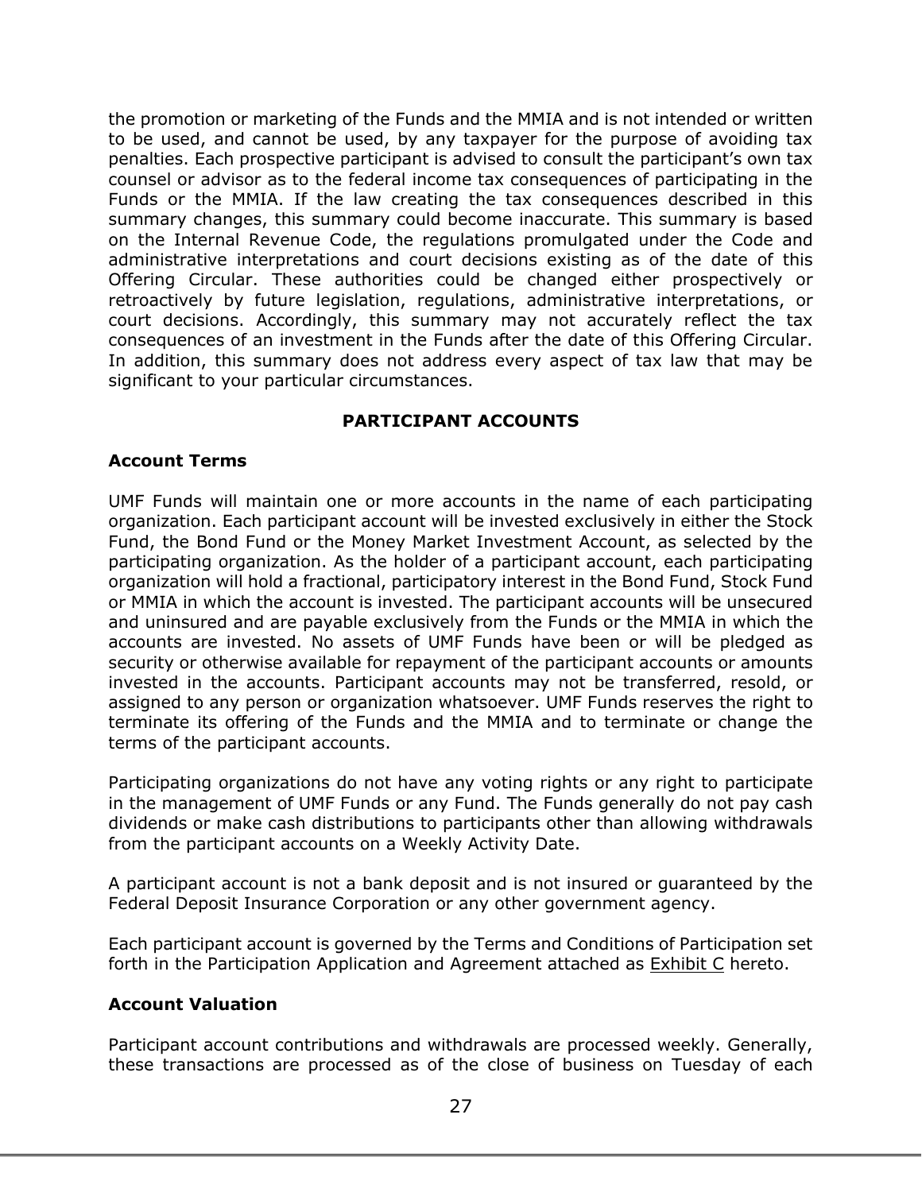the promotion or marketing of the Funds and the MMIA and is not intended or written to be used, and cannot be used, by any taxpayer for the purpose of avoiding tax penalties. Each prospective participant is advised to consult the participant's own tax counsel or advisor as to the federal income tax consequences of participating in the Funds or the MMIA. If the law creating the tax consequences described in this summary changes, this summary could become inaccurate. This summary is based on the Internal Revenue Code, the regulations promulgated under the Code and administrative interpretations and court decisions existing as of the date of this Offering Circular. These authorities could be changed either prospectively or retroactively by future legislation, regulations, administrative interpretations, or court decisions. Accordingly, this summary may not accurately reflect the tax consequences of an investment in the Funds after the date of this Offering Circular. In addition, this summary does not address every aspect of tax law that may be significant to your particular circumstances.

## PARTICIPANT ACCOUNTS

### Account Terms

UMF Funds will maintain one or more accounts in the name of each participating organization. Each participant account will be invested exclusively in either the Stock Fund, the Bond Fund or the Money Market Investment Account, as selected by the participating organization. As the holder of a participant account, each participating organization will hold a fractional, participatory interest in the Bond Fund, Stock Fund or MMIA in which the account is invested. The participant accounts will be unsecured and uninsured and are payable exclusively from the Funds or the MMIA in which the accounts are invested. No assets of UMF Funds have been or will be pledged as security or otherwise available for repayment of the participant accounts or amounts invested in the accounts. Participant accounts may not be transferred, resold, or assigned to any person or organization whatsoever. UMF Funds reserves the right to terminate its offering of the Funds and the MMIA and to terminate or change the terms of the participant accounts.

Participating organizations do not have any voting rights or any right to participate in the management of UMF Funds or any Fund. The Funds generally do not pay cash dividends or make cash distributions to participants other than allowing withdrawals from the participant accounts on a Weekly Activity Date.

A participant account is not a bank deposit and is not insured or guaranteed by the Federal Deposit Insurance Corporation or any other government agency.

Each participant account is governed by the Terms and Conditions of Participation set forth in the Participation Application and Agreement attached as Exhibit C hereto.

### Account Valuation

Participant account contributions and withdrawals are processed weekly. Generally, these transactions are processed as of the close of business on Tuesday of each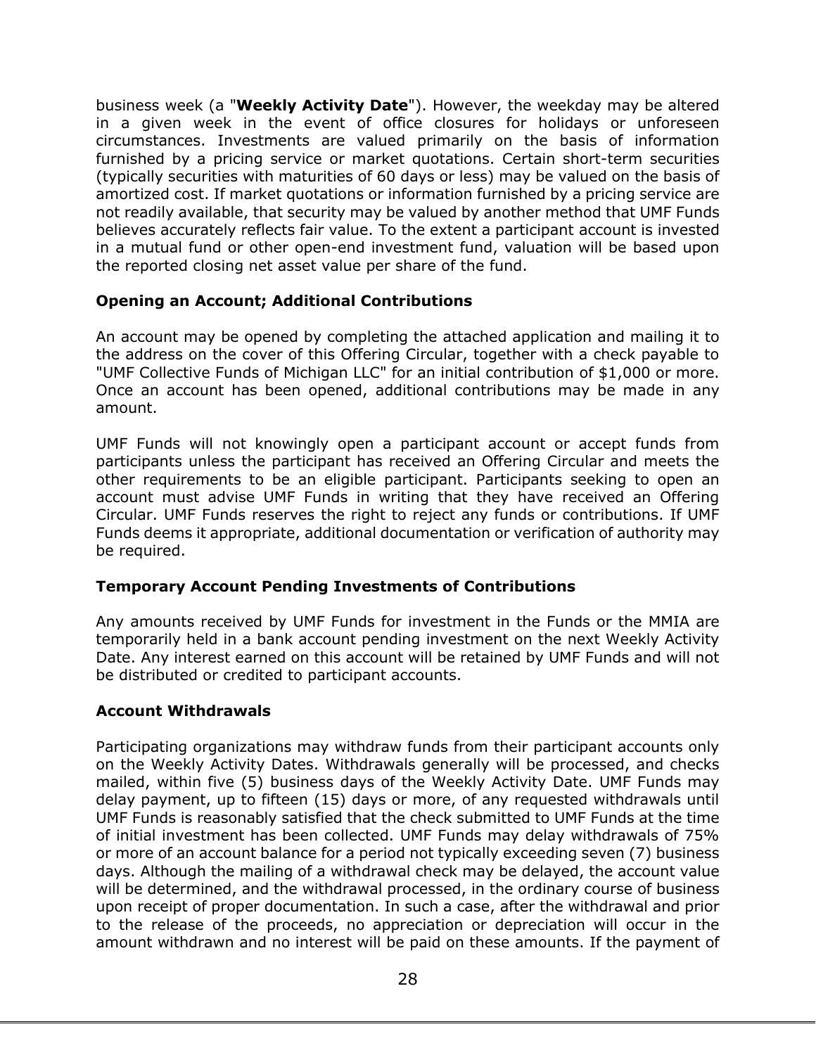business week (a "**Weekly Activity Date**"). However, the weekday may be altered in a given week in the event of office closures for holidays or unforeseen circumstances. Investments are valued primarily on the basis of information furnished by a pricing service or market quotations. Certain short-term securities (typically securities with maturities of 60 days or less) may be valued on the basis of amortized cost. If market quotations or information furnished by a pricing service are not readily available, that security may be valued by another method that UMF Funds believes accurately reflects fair value. To the extent a participant account is invested in a mutual fund or other open-end investment fund, valuation will be based upon the reported closing net asset value per share of the fund.

**Opening an Account; Additional Contributions**

An account may be opened by completing the attached application and mailing it to the address on the cover of this Offering Circular, together with a check payable to "UMF Collective Funds of Michigan LLC" for an initial contribution of $1,000 or more. Once an account has been opened, additional contributions may be made in any amount.

UMF Funds will not knowingly open a participant account or accept funds from participants unless the participant has received an Offering Circular and meets the other requirements to be an eligible participant. Participants seeking to open an account must advise UMF Funds in writing that they have received an Offering Circular. UMF Funds reserves the right to reject any funds or contributions. If UMF Funds deems it appropriate, additional documentation or verification of authority may be required.

**Temporary Account Pending Investments of Contributions**

Any amounts received by UMF Funds for investment in the Funds or the MMIA are temporarily held in a bank account pending investment on the next Weekly Activity Date. Any interest earned on this account will be retained by UMF Funds and will not be distributed or credited to participant accounts.

**Account Withdrawals**

Participating organizations may withdraw funds from their participant accounts only on the Weekly Activity Dates. Withdrawals generally will be processed, and checks mailed, within five (5) business days of the Weekly Activity Date. UMF Funds may delay payment, up to fifteen (15) days or more, of any requested withdrawals until UMF Funds is reasonably satisfied that the check submitted to UMF Funds at the time of initial investment has been collected. UMF Funds may delay withdrawals of 75% or more of an account balance for a period not typically exceeding seven (7) business days. Although the mailing of a withdrawal check may be delayed, the account value will be determined, and the withdrawal processed, in the ordinary course of business upon receipt of proper documentation. In such a case, after the withdrawal and prior to the release of the proceeds, no appreciation or depreciation will occur in the amount withdrawn and no interest will be paid on these amounts. If the payment of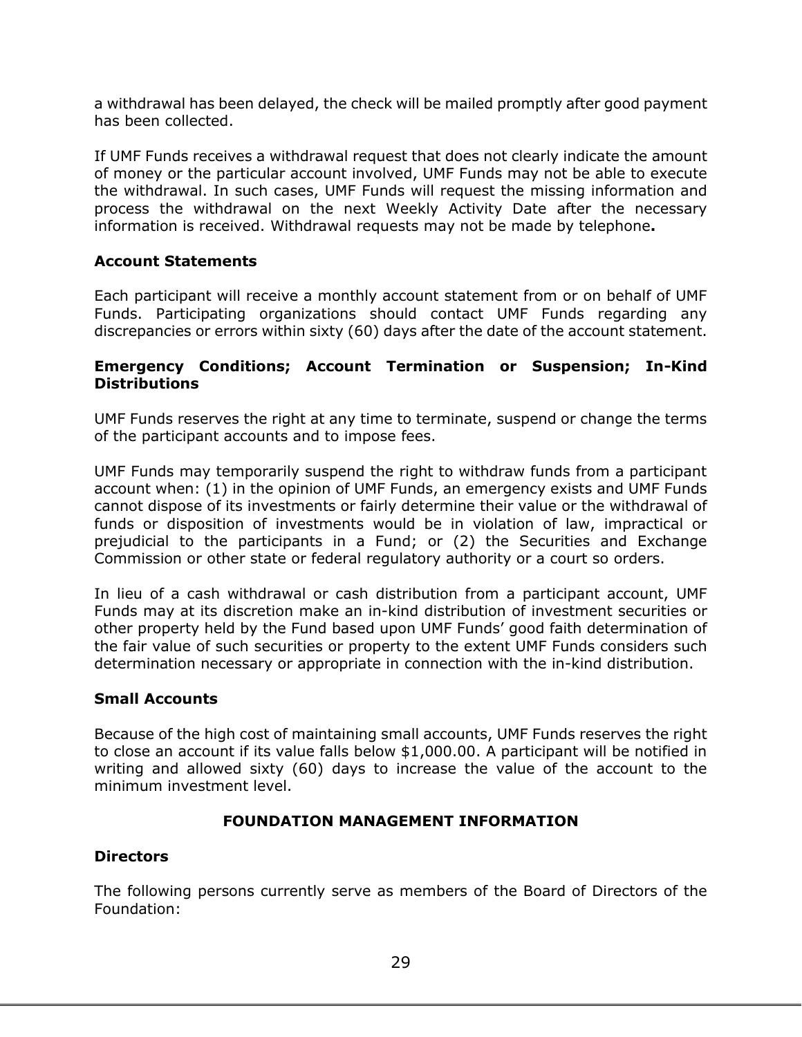a withdrawal has been delayed, the check will be mailed promptly after good payment has been collected.

If UMF Funds receives a withdrawal request that does not clearly indicate the amount of money or the particular account involved, UMF Funds may not be able to execute the withdrawal. In such cases, UMF Funds will request the missing information and process the withdrawal on the next Weekly Activity Date after the necessary information is received. Withdrawal requests may not be made by telephone**.**

**Account Statements**

Each participant will receive a monthly account statement from or on behalf of UMF Funds. Participating organizations should contact UMF Funds regarding any discrepancies or errors within sixty (60) days after the date of the account statement.

**Emergency Conditions; Account Termination or Suspension; In-Kind Distributions**

UMF Funds reserves the right at any time to terminate, suspend or change the terms of the participant accounts and to impose fees.

UMF Funds may temporarily suspend the right to withdraw funds from a participant account when: (1) in the opinion of UMF Funds, an emergency exists and UMF Funds cannot dispose of its investments or fairly determine their value or the withdrawal of funds or disposition of investments would be in violation of law, impractical or prejudicial to the participants in a Fund; or (2) the Securities and Exchange Commission or other state or federal regulatory authority or a court so orders.

In lieu of a cash withdrawal or cash distribution from a participant account, UMF Funds may at its discretion make an in-kind distribution of investment securities or other property held by the Fund based upon UMF Funds' good faith determination of the fair value of such securities or property to the extent UMF Funds considers such determination necessary or appropriate in connection with the in-kind distribution.

**Small Accounts**

Because of the high cost of maintaining small accounts, UMF Funds reserves the right to close an account if its value falls below $1,000.00. A participant will be notified in writing and allowed sixty (60) days to increase the value of the account to the minimum investment level.

## FOUNDATION MANAGEMENT INFORMATION

**Directors**

The following persons currently serve as members of the Board of Directors of the Foundation: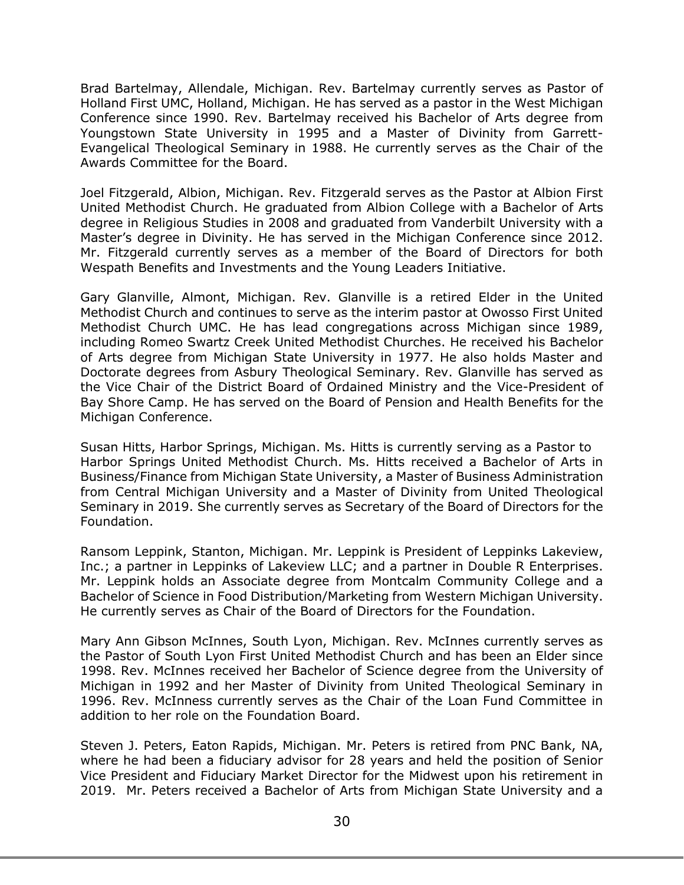Brad Bartelmay, Allendale, Michigan. Rev. Bartelmay currently serves as Pastor of Holland First UMC, Holland, Michigan. He has served as a pastor in the West Michigan Conference since 1990. Rev. Bartelmay received his Bachelor of Arts degree from Youngstown State University in 1995 and a Master of Divinity from Garrett-Evangelical Theological Seminary in 1988. He currently serves as the Chair of the Awards Committee for the Board.

Joel Fitzgerald, Albion, Michigan. Rev. Fitzgerald serves as the Pastor at Albion First United Methodist Church. He graduated from Albion College with a Bachelor of Arts degree in Religious Studies in 2008 and graduated from Vanderbilt University with a Master's degree in Divinity. He has served in the Michigan Conference since 2012. Mr. Fitzgerald currently serves as a member of the Board of Directors for both Wespath Benefits and Investments and the Young Leaders Initiative.

Gary Glanville, Almont, Michigan. Rev. Glanville is a retired Elder in the United Methodist Church and continues to serve as the interim pastor at Owosso First United Methodist Church UMC. He has lead congregations across Michigan since 1989, including Romeo Swartz Creek United Methodist Churches. He received his Bachelor of Arts degree from Michigan State University in 1977. He also holds Master and Doctorate degrees from Asbury Theological Seminary. Rev. Glanville has served as the Vice Chair of the District Board of Ordained Ministry and the Vice-President of Bay Shore Camp. He has served on the Board of Pension and Health Benefits for the Michigan Conference.

Susan Hitts, Harbor Springs, Michigan. Ms. Hitts is currently serving as a Pastor to Harbor Springs United Methodist Church. Ms. Hitts received a Bachelor of Arts in Business/Finance from Michigan State University, a Master of Business Administration from Central Michigan University and a Master of Divinity from United Theological Seminary in 2019. She currently serves as Secretary of the Board of Directors for the Foundation.

Ransom Leppink, Stanton, Michigan. Mr. Leppink is President of Leppinks Lakeview, Inc.; a partner in Leppinks of Lakeview LLC; and a partner in Double R Enterprises. Mr. Leppink holds an Associate degree from Montcalm Community College and a Bachelor of Science in Food Distribution/Marketing from Western Michigan University. He currently serves as Chair of the Board of Directors for the Foundation.

Mary Ann Gibson McInnes, South Lyon, Michigan. Rev. McInnes currently serves as the Pastor of South Lyon First United Methodist Church and has been an Elder since 1998. Rev. McInnes received her Bachelor of Science degree from the University of Michigan in 1992 and her Master of Divinity from United Theological Seminary in 1996. Rev. McInness currently serves as the Chair of the Loan Fund Committee in addition to her role on the Foundation Board.

Steven J. Peters, Eaton Rapids, Michigan. Mr. Peters is retired from PNC Bank, NA, where he had been a fiduciary advisor for 28 years and held the position of Senior Vice President and Fiduciary Market Director for the Midwest upon his retirement in 2019. Mr. Peters received a Bachelor of Arts from Michigan State University and a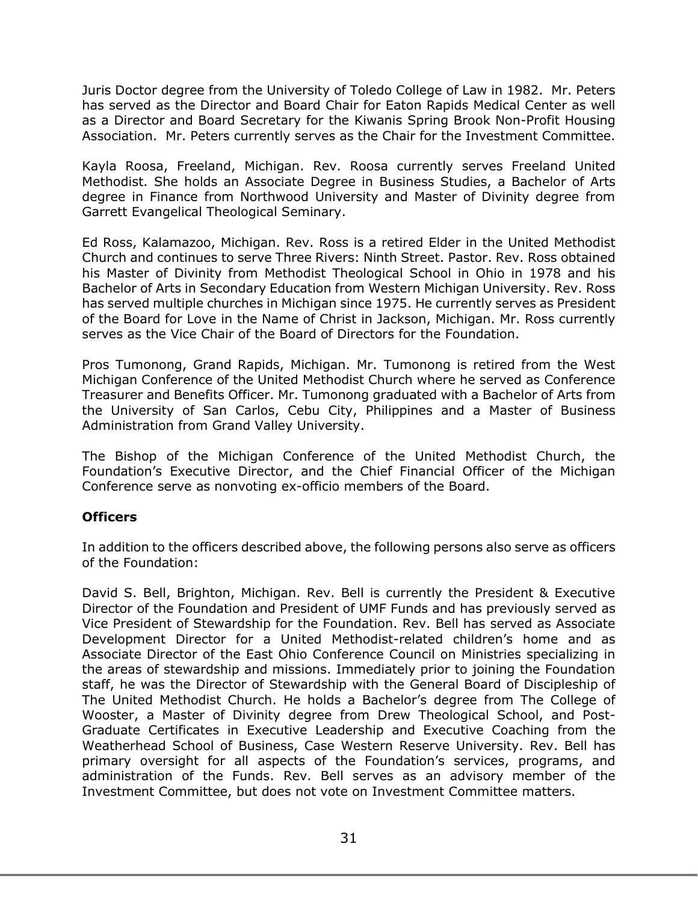Juris Doctor degree from the University of Toledo College of Law in 1982. Mr. Peters has served as the Director and Board Chair for Eaton Rapids Medical Center as well as a Director and Board Secretary for the Kiwanis Spring Brook Non-Profit Housing Association. Mr. Peters currently serves as the Chair for the Investment Committee.

Kayla Roosa, Freeland, Michigan. Rev. Roosa currently serves Freeland United Methodist. She holds an Associate Degree in Business Studies, a Bachelor of Arts degree in Finance from Northwood University and Master of Divinity degree from Garrett Evangelical Theological Seminary.

Ed Ross, Kalamazoo, Michigan. Rev. Ross is a retired Elder in the United Methodist Church and continues to serve Three Rivers: Ninth Street. Pastor. Rev. Ross obtained his Master of Divinity from Methodist Theological School in Ohio in 1978 and his Bachelor of Arts in Secondary Education from Western Michigan University. Rev. Ross has served multiple churches in Michigan since 1975. He currently serves as President of the Board for Love in the Name of Christ in Jackson, Michigan. Mr. Ross currently serves as the Vice Chair of the Board of Directors for the Foundation.

Pros Tumonong, Grand Rapids, Michigan. Mr. Tumonong is retired from the West Michigan Conference of the United Methodist Church where he served as Conference Treasurer and Benefits Officer. Mr. Tumonong graduated with a Bachelor of Arts from the University of San Carlos, Cebu City, Philippines and a Master of Business Administration from Grand Valley University.

The Bishop of the Michigan Conference of the United Methodist Church, the Foundation's Executive Director, and the Chief Financial Officer of the Michigan Conference serve as nonvoting ex-officio members of the Board.

**Officers**

In addition to the officers described above, the following persons also serve as officers of the Foundation:

David S. Bell, Brighton, Michigan. Rev. Bell is currently the President & Executive Director of the Foundation and President of UMF Funds and has previously served as Vice President of Stewardship for the Foundation. Rev. Bell has served as Associate Development Director for a United Methodist-related children's home and as Associate Director of the East Ohio Conference Council on Ministries specializing in the areas of stewardship and missions. Immediately prior to joining the Foundation staff, he was the Director of Stewardship with the General Board of Discipleship of The United Methodist Church. He holds a Bachelor's degree from The College of Wooster, a Master of Divinity degree from Drew Theological School, and Post-Graduate Certificates in Executive Leadership and Executive Coaching from the Weatherhead School of Business, Case Western Reserve University. Rev. Bell has primary oversight for all aspects of the Foundation's services, programs, and administration of the Funds. Rev. Bell serves as an advisory member of the Investment Committee, but does not vote on Investment Committee matters.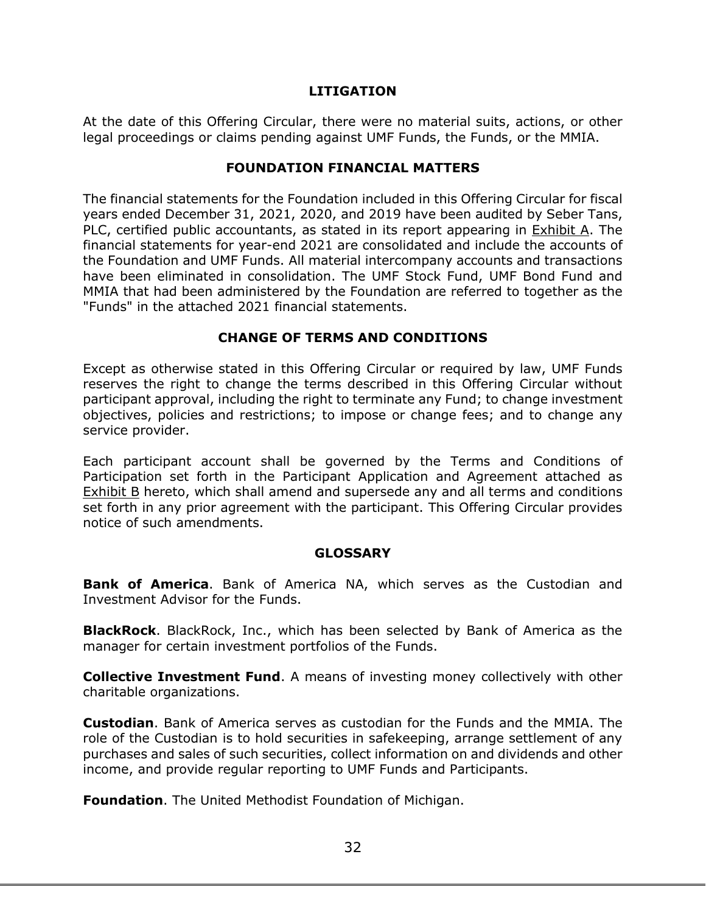## LITIGATION

At the date of this Offering Circular, there were no material suits, actions, or other legal proceedings or claims pending against UMF Funds, the Funds, or the MMIA.

## FOUNDATION FINANCIAL MATTERS

The financial statements for the Foundation included in this Offering Circular for fiscal years ended December 31, 2021, 2020, and 2019 have been audited by Seber Tans, PLC, certified public accountants, as stated in its report appearing in Exhibit A. The financial statements for year-end 2021 are consolidated and include the accounts of the Foundation and UMF Funds. All material intercompany accounts and transactions have been eliminated in consolidation. The UMF Stock Fund, UMF Bond Fund and MMIA that had been administered by the Foundation are referred to together as the "Funds" in the attached 2021 financial statements.

## CHANGE OF TERMS AND CONDITIONS

Except as otherwise stated in this Offering Circular or required by law, UMF Funds reserves the right to change the terms described in this Offering Circular without participant approval, including the right to terminate any Fund; to change investment objectives, policies and restrictions; to impose or change fees; and to change any service provider.

Each participant account shall be governed by the Terms and Conditions of Participation set forth in the Participant Application and Agreement attached as Exhibit B hereto, which shall amend and supersede any and all terms and conditions set forth in any prior agreement with the participant. This Offering Circular provides notice of such amendments.

## GLOSSARY

**Bank of America**. Bank of America NA, which serves as the Custodian and Investment Advisor for the Funds.

**BlackRock**. BlackRock, Inc., which has been selected by Bank of America as the manager for certain investment portfolios of the Funds.

**Collective Investment Fund**. A means of investing money collectively with other charitable organizations.

**Custodian**. Bank of America serves as custodian for the Funds and the MMIA. The role of the Custodian is to hold securities in safekeeping, arrange settlement of any purchases and sales of such securities, collect information on and dividends and other income, and provide regular reporting to UMF Funds and Participants.

**Foundation**. The United Methodist Foundation of Michigan.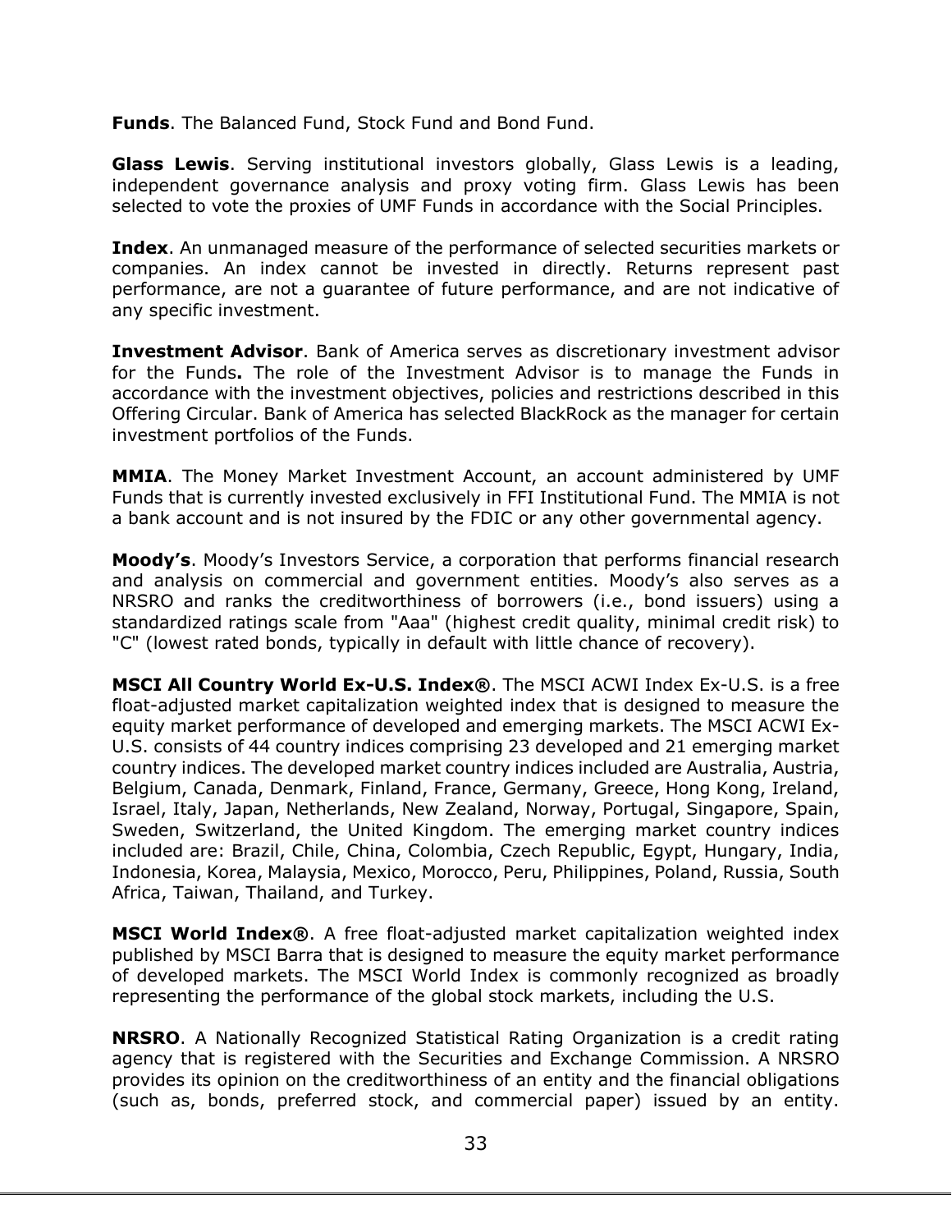**Funds**. The Balanced Fund, Stock Fund and Bond Fund.

**Glass Lewis**. Serving institutional investors globally, Glass Lewis is a leading, independent governance analysis and proxy voting firm. Glass Lewis has been selected to vote the proxies of UMF Funds in accordance with the Social Principles.

**Index**. An unmanaged measure of the performance of selected securities markets or companies. An index cannot be invested in directly. Returns represent past performance, are not a guarantee of future performance, and are not indicative of any specific investment.

**Investment Advisor**. Bank of America serves as discretionary investment advisor for the Funds**.** The role of the Investment Advisor is to manage the Funds in accordance with the investment objectives, policies and restrictions described in this Offering Circular. Bank of America has selected BlackRock as the manager for certain investment portfolios of the Funds.

**MMIA**. The Money Market Investment Account, an account administered by UMF Funds that is currently invested exclusively in FFI Institutional Fund. The MMIA is not a bank account and is not insured by the FDIC or any other governmental agency.

**Moody's**. Moody's Investors Service, a corporation that performs financial research and analysis on commercial and government entities. Moody's also serves as a NRSRO and ranks the creditworthiness of borrowers (i.e., bond issuers) using a standardized ratings scale from "Aaa" (highest credit quality, minimal credit risk) to "C" (lowest rated bonds, typically in default with little chance of recovery).

**MSCI All Country World Ex-U.S. Index®**. The MSCI ACWI Index Ex-U.S. is a free float-adjusted market capitalization weighted index that is designed to measure the equity market performance of developed and emerging markets. The MSCI ACWI Ex-U.S. consists of 44 country indices comprising 23 developed and 21 emerging market country indices. The developed market country indices included are Australia, Austria, Belgium, Canada, Denmark, Finland, France, Germany, Greece, Hong Kong, Ireland, Israel, Italy, Japan, Netherlands, New Zealand, Norway, Portugal, Singapore, Spain, Sweden, Switzerland, the United Kingdom. The emerging market country indices included are: Brazil, Chile, China, Colombia, Czech Republic, Egypt, Hungary, India, Indonesia, Korea, Malaysia, Mexico, Morocco, Peru, Philippines, Poland, Russia, South Africa, Taiwan, Thailand, and Turkey.

**MSCI World Index®**. A free float-adjusted market capitalization weighted index published by MSCI Barra that is designed to measure the equity market performance of developed markets. The MSCI World Index is commonly recognized as broadly representing the performance of the global stock markets, including the U.S.

**NRSRO**. A Nationally Recognized Statistical Rating Organization is a credit rating agency that is registered with the Securities and Exchange Commission. A NRSRO provides its opinion on the creditworthiness of an entity and the financial obligations (such as, bonds, preferred stock, and commercial paper) issued by an entity.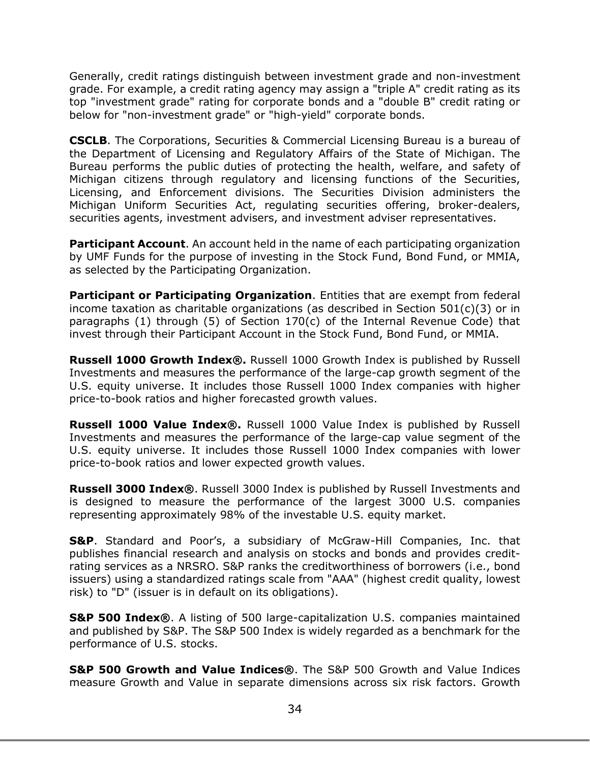Generally, credit ratings distinguish between investment grade and non-investment grade. For example, a credit rating agency may assign a "triple A" credit rating as its top "investment grade" rating for corporate bonds and a "double B" credit rating or below for "non-investment grade" or "high-yield" corporate bonds.

**CSCLB**. The Corporations, Securities & Commercial Licensing Bureau is a bureau of the Department of Licensing and Regulatory Affairs of the State of Michigan. The Bureau performs the public duties of protecting the health, welfare, and safety of Michigan citizens through regulatory and licensing functions of the Securities, Licensing, and Enforcement divisions. The Securities Division administers the Michigan Uniform Securities Act, regulating securities offering, broker-dealers, securities agents, investment advisers, and investment adviser representatives.

**Participant Account**. An account held in the name of each participating organization by UMF Funds for the purpose of investing in the Stock Fund, Bond Fund, or MMIA, as selected by the Participating Organization.

**Participant or Participating Organization**. Entities that are exempt from federal income taxation as charitable organizations (as described in Section 501(c)(3) or in paragraphs (1) through (5) of Section 170(c) of the Internal Revenue Code) that invest through their Participant Account in the Stock Fund, Bond Fund, or MMIA.

**Russell 1000 Growth Index®.** Russell 1000 Growth Index is published by Russell Investments and measures the performance of the large-cap growth segment of the U.S. equity universe. It includes those Russell 1000 Index companies with higher price-to-book ratios and higher forecasted growth values.

**Russell 1000 Value Index®.** Russell 1000 Value Index is published by Russell Investments and measures the performance of the large-cap value segment of the U.S. equity universe. It includes those Russell 1000 Index companies with lower price-to-book ratios and lower expected growth values.

**Russell 3000 Index®**. Russell 3000 Index is published by Russell Investments and is designed to measure the performance of the largest 3000 U.S. companies representing approximately 98% of the investable U.S. equity market.

**S&P**. Standard and Poor's, a subsidiary of McGraw-Hill Companies, Inc. that publishes financial research and analysis on stocks and bonds and provides credit-rating services as a NRSRO. S&P ranks the creditworthiness of borrowers (i.e., bond issuers) using a standardized ratings scale from "AAA" (highest credit quality, lowest risk) to "D" (issuer is in default on its obligations).

**S&P 500 Index®**. A listing of 500 large-capitalization U.S. companies maintained and published by S&P. The S&P 500 Index is widely regarded as a benchmark for the performance of U.S. stocks.

**S&P 500 Growth and Value Indices®**. The S&P 500 Growth and Value Indices measure Growth and Value in separate dimensions across six risk factors. Growth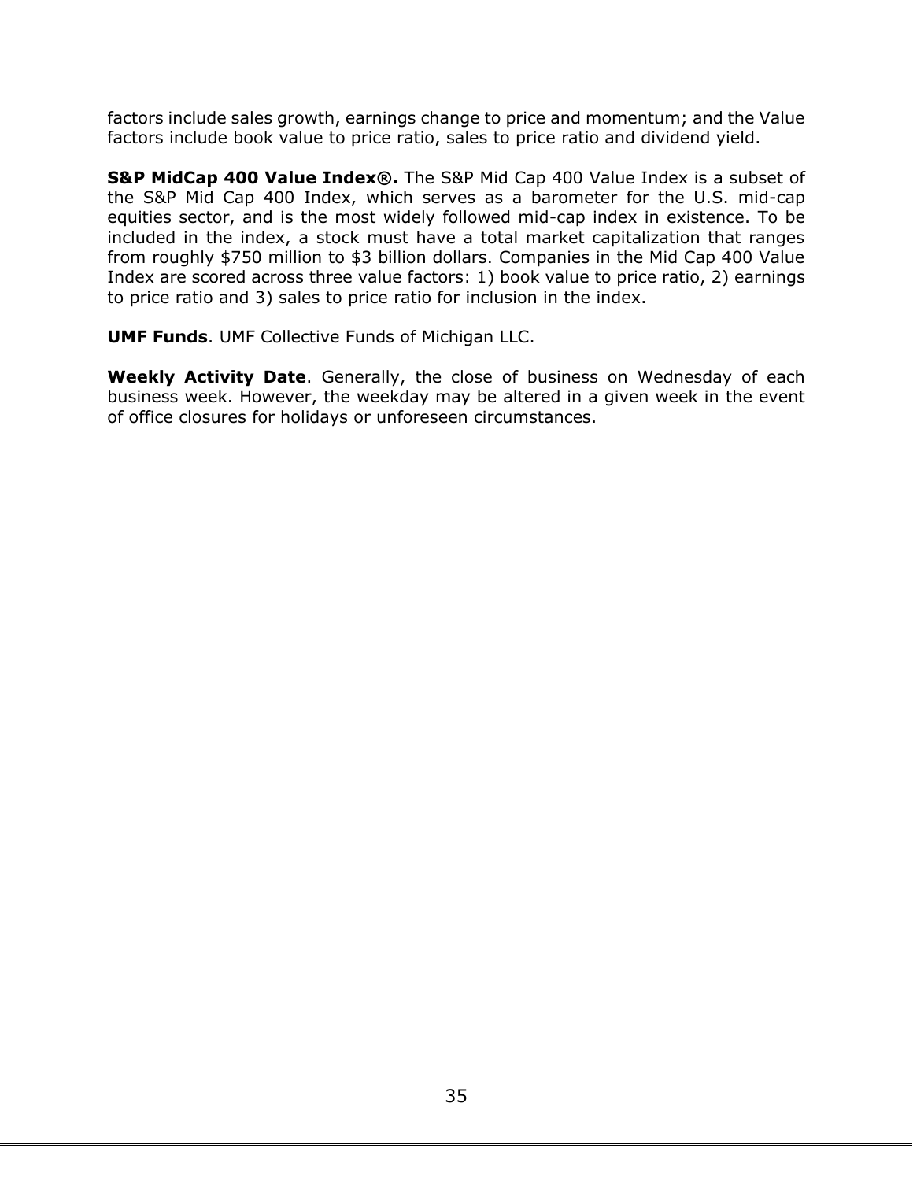factors include sales growth, earnings change to price and momentum; and the Value factors include book value to price ratio, sales to price ratio and dividend yield.

**S&P MidCap 400 Value Index®.** The S&P Mid Cap 400 Value Index is a subset of the S&P Mid Cap 400 Index, which serves as a barometer for the U.S. mid-cap equities sector, and is the most widely followed mid-cap index in existence. To be included in the index, a stock must have a total market capitalization that ranges from roughly $750 million to $3 billion dollars. Companies in the Mid Cap 400 Value Index are scored across three value factors: 1) book value to price ratio, 2) earnings to price ratio and 3) sales to price ratio for inclusion in the index.

**UMF Funds**. UMF Collective Funds of Michigan LLC.

**Weekly Activity Date**. Generally, the close of business on Wednesday of each business week. However, the weekday may be altered in a given week in the event of office closures for holidays or unforeseen circumstances.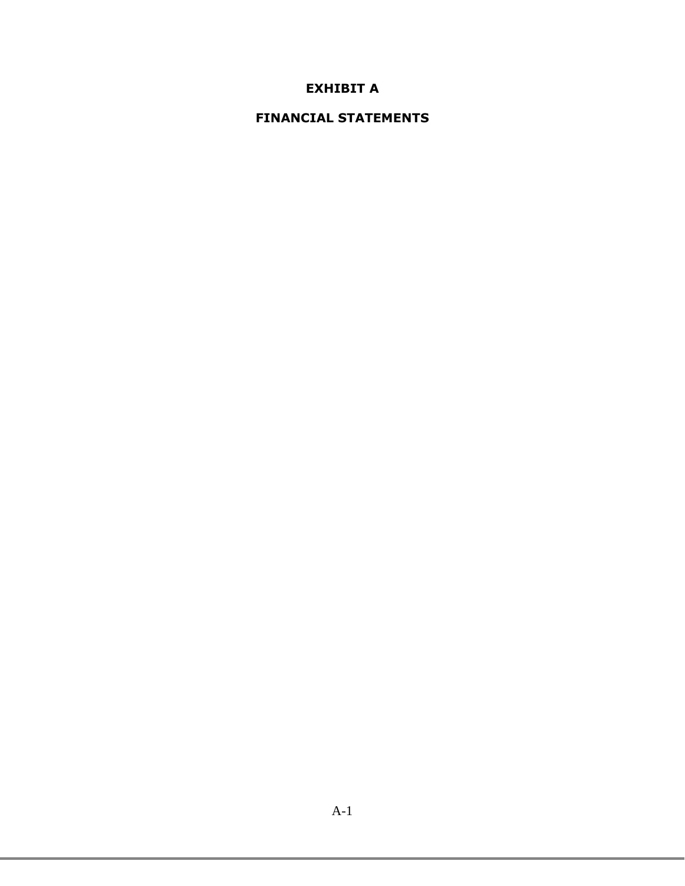# EXHIBIT A

# FINANCIAL STATEMENTS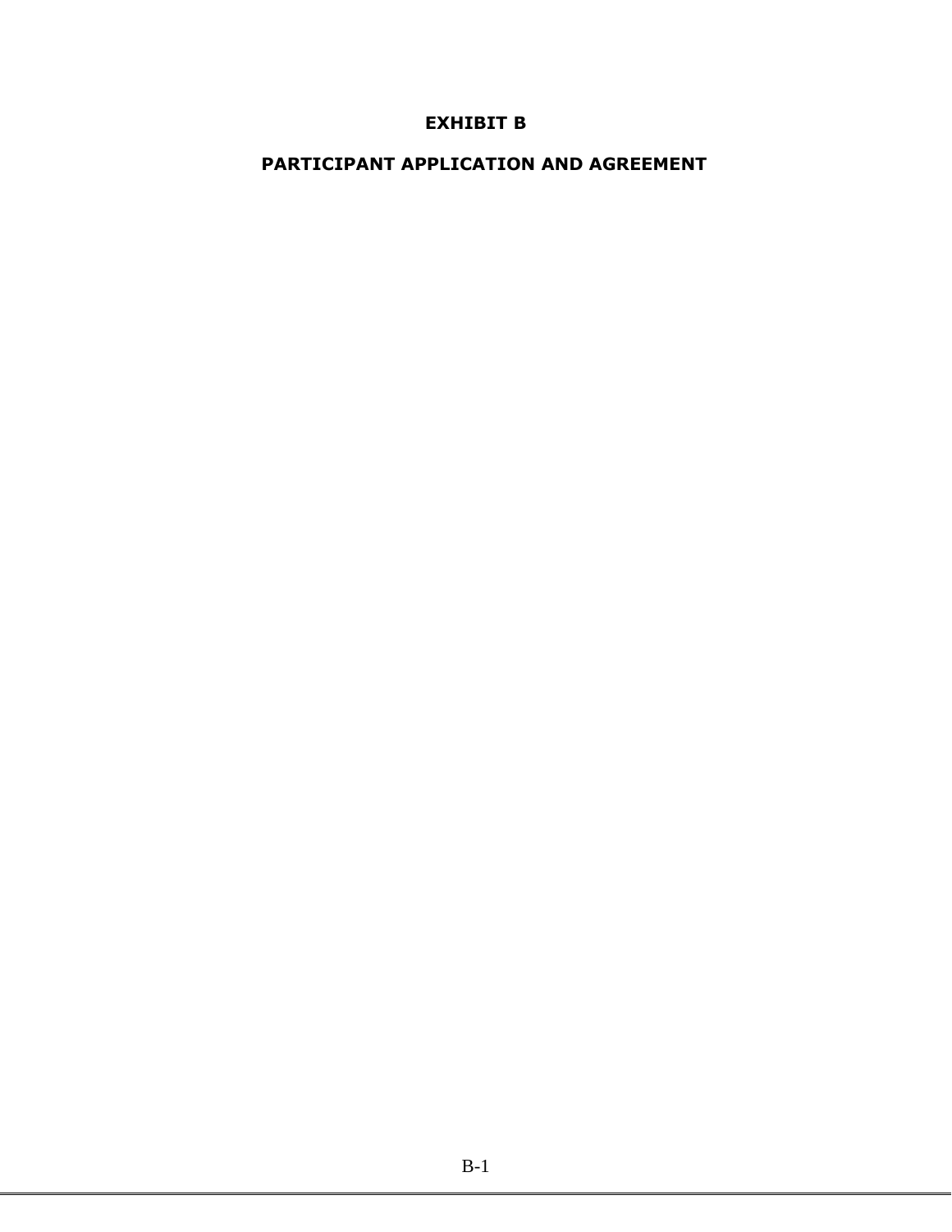# EXHIBIT B

# PARTICIPANT APPLICATION AND AGREEMENT